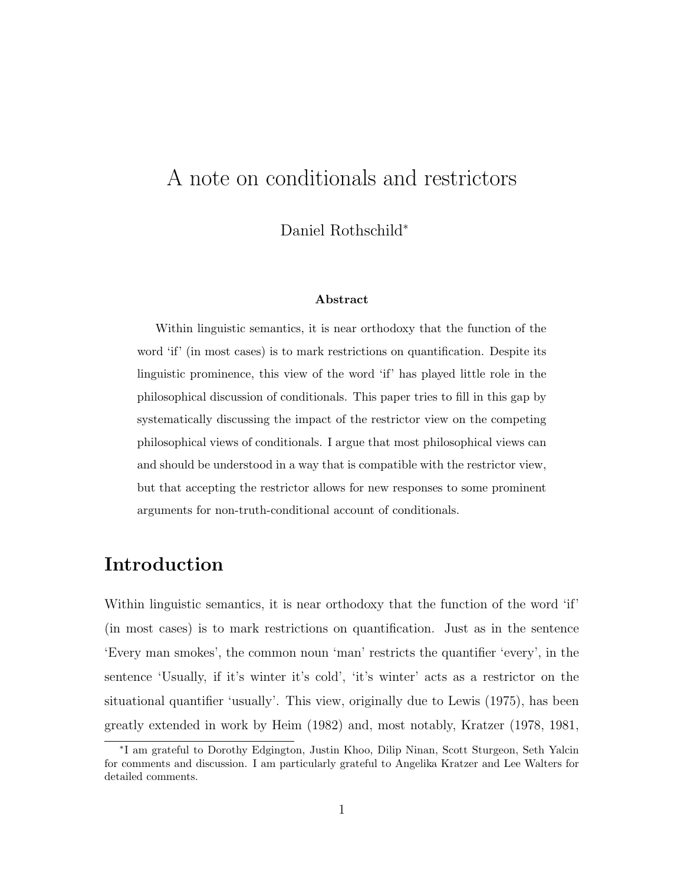# A note on conditionals and restrictors

Daniel Rothschild*

### Abstract

Within linguistic semantics, it is near orthodoxy that the function of the word 'if' (in most cases) is to mark restrictions on quantification. Despite its linguistic prominence, this view of the word 'if' has played little role in the philosophical discussion of conditionals. This paper tries to fill in this gap by systematically discussing the impact of the restrictor view on the competing philosophical views of conditionals. I argue that most philosophical views can and should be understood in a way that is compatible with the restrictor view, but that accepting the restrictor allows for new responses to some prominent arguments for non-truth-conditional account of conditionals.

## Introduction

Within linguistic semantics, it is near orthodoxy that the function of the word 'if' (in most cases) is to mark restrictions on quantification. Just as in the sentence 'Every man smokes', the common noun 'man' restricts the quantifier 'every', in the sentence 'Usually, if it's winter it's cold', 'it's winter' acts as a restrictor on the situational quantifier 'usually'. This view, originally due to Lewis (1975), has been greatly extended in work by Heim (1982) and, most notably, Kratzer (1978, 1981,

*I am grateful to Dorothy Edgington, Justin Khoo, Dilip Ninan, Scott Sturgeon, Seth Yalcin for comments and discussion. I am particularly grateful to Angelika Kratzer and Lee Walters for detailed comments.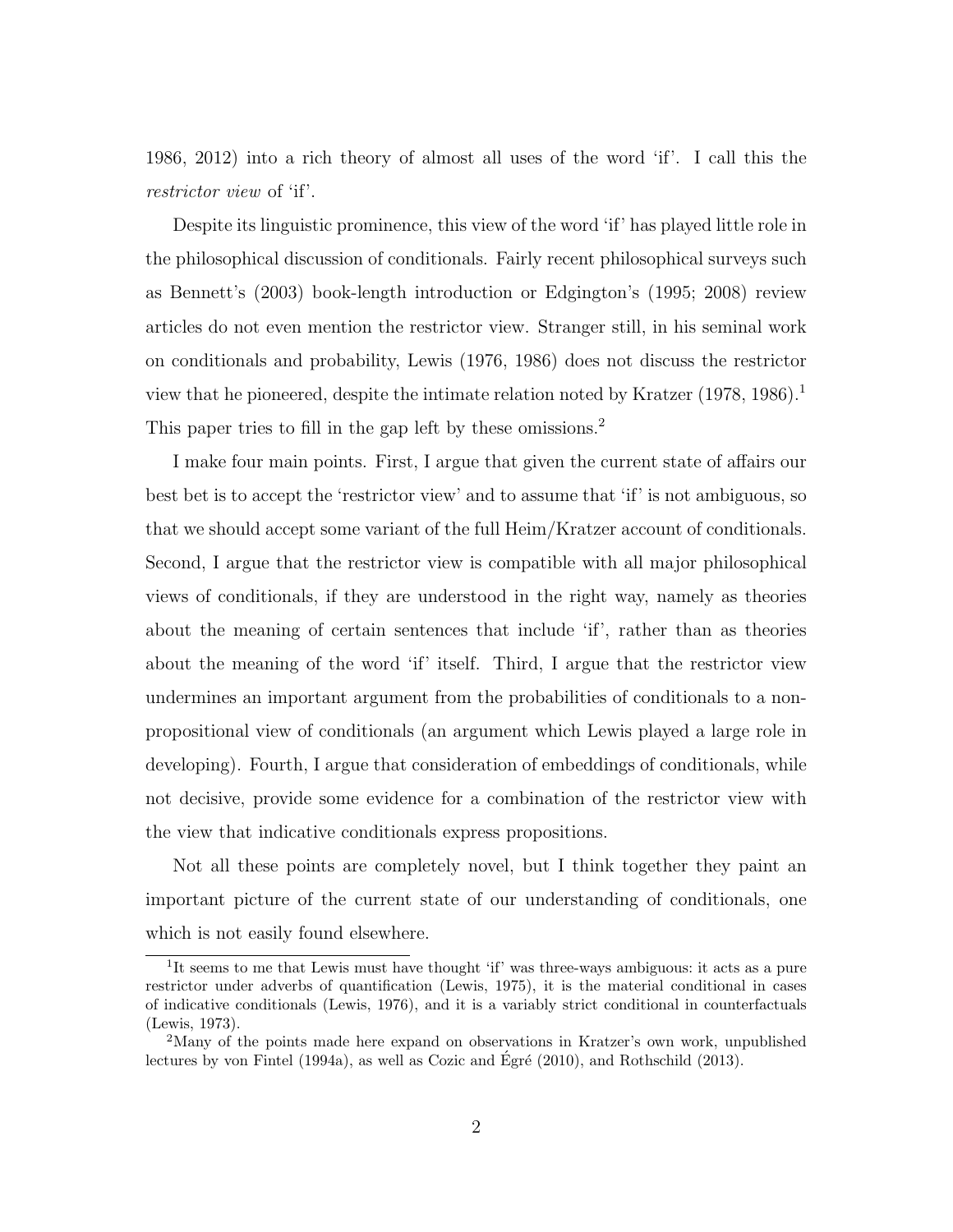1986, 2012) into a rich theory of almost all uses of the word 'if'. I call this the *restrictor view* of 'if'.

Despite its linguistic prominence, this view of the word 'if' has played little role in the philosophical discussion of conditionals. Fairly recent philosophical surveys such as Bennett's (2003) book-length introduction or Edgington's (1995; 2008) review articles do not even mention the restrictor view. Stranger still, in his seminal work on conditionals and probability, Lewis (1976, 1986) does not discuss the restrictor view that he pioneered, despite the intimate relation noted by Kratzer (1978, 1986).[1] This paper tries to fill in the gap left by these omissions.[2]

I make four main points. First, I argue that given the current state of affairs our best bet is to accept the 'restrictor view' and to assume that 'if' is not ambiguous, so that we should accept some variant of the full Heim/Kratzer account of conditionals. Second, I argue that the restrictor view is compatible with all major philosophical views of conditionals, if they are understood in the right way, namely as theories about the meaning of certain sentences that include 'if', rather than as theories about the meaning of the word 'if' itself. Third, I argue that the restrictor view undermines an important argument from the probabilities of conditionals to a non-propositional view of conditionals (an argument which Lewis played a large role in developing). Fourth, I argue that consideration of embeddings of conditionals, while not decisive, provide some evidence for a combination of the restrictor view with the view that indicative conditionals express propositions.

Not all these points are completely novel, but I think together they paint an important picture of the current state of our understanding of conditionals, one which is not easily found elsewhere.

[1] It seems to me that Lewis must have thought 'if' was three-ways ambiguous: it acts as a pure restrictor under adverbs of quantification (Lewis, 1975), it is the material conditional in cases of indicative conditionals (Lewis, 1976), and it is a variably strict conditional in counterfactuals (Lewis, 1973).

[2] Many of the points made here expand on observations in Kratzer's own work, unpublished lectures by von Fintel (1994a), as well as Cozic and Égré (2010), and Rothschild (2013).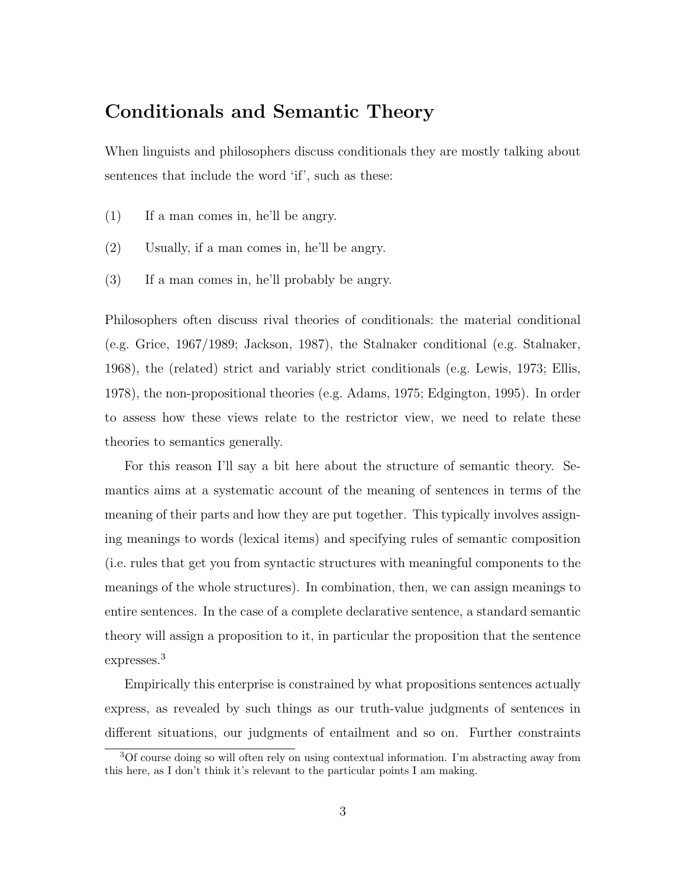## Conditionals and Semantic Theory

When linguists and philosophers discuss conditionals they are mostly talking about sentences that include the word 'if', such as these:

(1) If a man comes in, he'll be angry.

(2) Usually, if a man comes in, he'll be angry.

(3) If a man comes in, he'll probably be angry.

Philosophers often discuss rival theories of conditionals: the material conditional (e.g. Grice, 1967/1989; Jackson, 1987), the Stalnaker conditional (e.g. Stalnaker, 1968), the (related) strict and variably strict conditionals (e.g. Lewis, 1973; Ellis, 1978), the non-propositional theories (e.g. Adams, 1975; Edgington, 1995). In order to assess how these views relate to the restrictor view, we need to relate these theories to semantics generally.

For this reason I'll say a bit here about the structure of semantic theory. Semantics aims at a systematic account of the meaning of sentences in terms of the meaning of their parts and how they are put together. This typically involves assigning meanings to words (lexical items) and specifying rules of semantic composition (i.e. rules that get you from syntactic structures with meaningful components to the meanings of the whole structures). In combination, then, we can assign meanings to entire sentences. In the case of a complete declarative sentence, a standard semantic theory will assign a proposition to it, in particular the proposition that the sentence expresses.[3]

Empirically this enterprise is constrained by what propositions sentences actually express, as revealed by such things as our truth-value judgments of sentences in different situations, our judgments of entailment and so on. Further constraints

[3]Of course doing so will often rely on using contextual information. I'm abstracting away from this here, as I don't think it's relevant to the particular points I am making.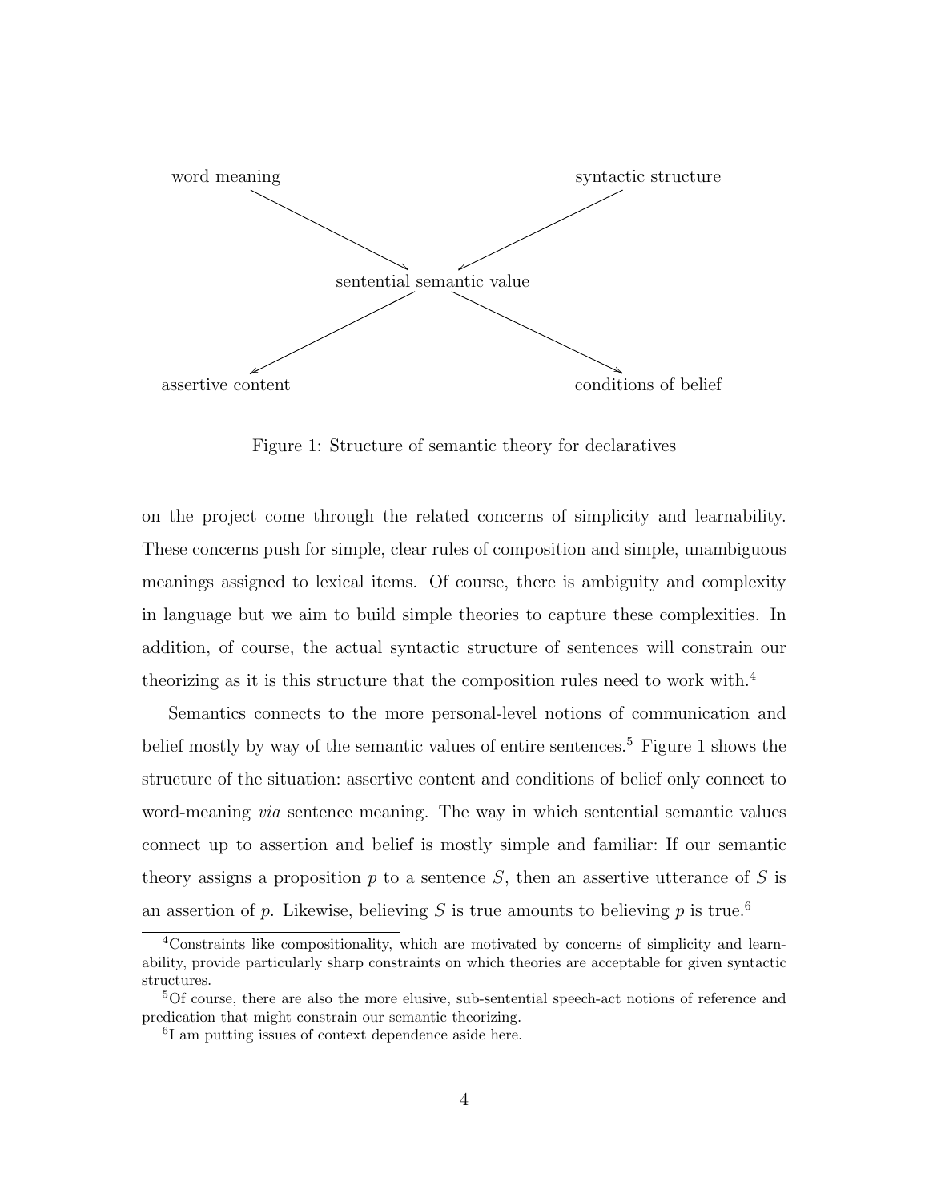word meaning → sentential semantic value ← syntactic structure

sentential semantic value → assertive content

sentential semantic value → conditions of belief

Figure 1: Structure of semantic theory for declaratives

on the project come through the related concerns of simplicity and learnability. These concerns push for simple, clear rules of composition and simple, unambiguous meanings assigned to lexical items. Of course, there is ambiguity and complexity in language but we aim to build simple theories to capture these complexities. In addition, of course, the actual syntactic structure of sentences will constrain our theorizing as it is this structure that the composition rules need to work with.[4]

Semantics connects to the more personal-level notions of communication and belief mostly by way of the semantic values of entire sentences.[5] Figure 1 shows the structure of the situation: assertive content and conditions of belief only connect to word-meaning *via* sentence meaning. The way in which sentential semantic values connect up to assertion and belief is mostly simple and familiar: If our semantic theory assigns a proposition $p$ to a sentence $S$, then an assertive utterance of $S$ is an assertion of $p$. Likewise, believing $S$ is true amounts to believing $p$ is true.[6]

[4] Constraints like compositionality, which are motivated by concerns of simplicity and learnability, provide particularly sharp constraints on which theories are acceptable for given syntactic structures.

[5] Of course, there are also the more elusive, sub-sentential speech-act notions of reference and predication that might constrain our semantic theorizing.

[6] I am putting issues of context dependence aside here.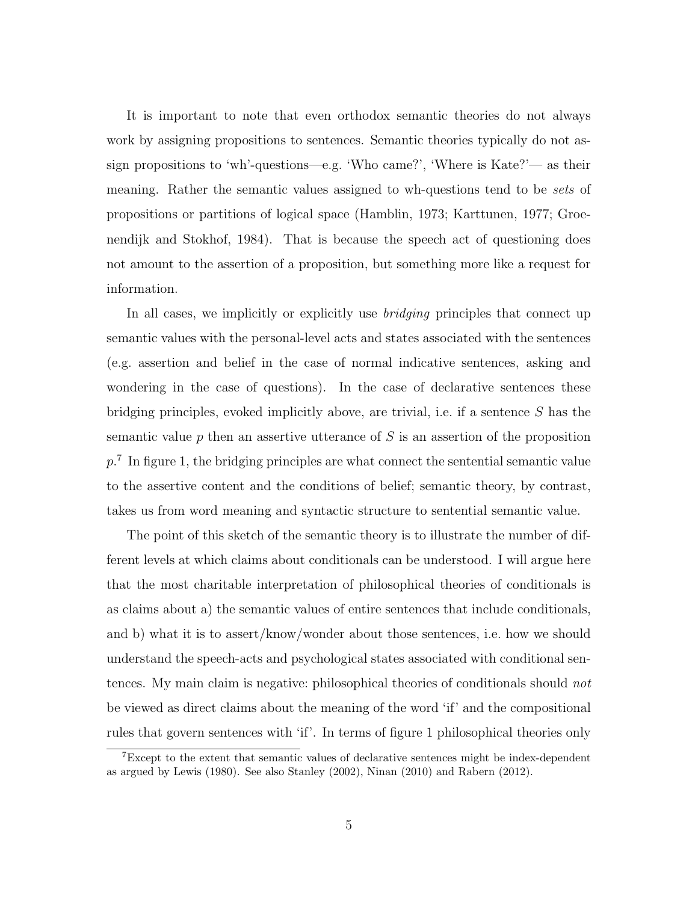It is important to note that even orthodox semantic theories do not always work by assigning propositions to sentences. Semantic theories typically do not assign propositions to 'wh'-questions—e.g. 'Who came?', 'Where is Kate?'— as their meaning. Rather the semantic values assigned to wh-questions tend to be *sets* of propositions or partitions of logical space (Hamblin, 1973; Karttunen, 1977; Groenendijk and Stokhof, 1984). That is because the speech act of questioning does not amount to the assertion of a proposition, but something more like a request for information.

In all cases, we implicitly or explicitly use *bridging* principles that connect up semantic values with the personal-level acts and states associated with the sentences (e.g. assertion and belief in the case of normal indicative sentences, asking and wondering in the case of questions). In the case of declarative sentences these bridging principles, evoked implicitly above, are trivial, i.e. if a sentence $S$ has the semantic value $p$ then an assertive utterance of $S$ is an assertion of the proposition $p$.[7] In figure 1, the bridging principles are what connect the sentential semantic value to the assertive content and the conditions of belief; semantic theory, by contrast, takes us from word meaning and syntactic structure to sentential semantic value.

The point of this sketch of the semantic theory is to illustrate the number of different levels at which claims about conditionals can be understood. I will argue here that the most charitable interpretation of philosophical theories of conditionals is as claims about a) the semantic values of entire sentences that include conditionals, and b) what it is to assert/know/wonder about those sentences, i.e. how we should understand the speech-acts and psychological states associated with conditional sentences. My main claim is negative: philosophical theories of conditionals should *not* be viewed as direct claims about the meaning of the word 'if' and the compositional rules that govern sentences with 'if'. In terms of figure 1 philosophical theories only

[7] Except to the extent that semantic values of declarative sentences might be index-dependent as argued by Lewis (1980). See also Stanley (2002), Ninan (2010) and Rabern (2012).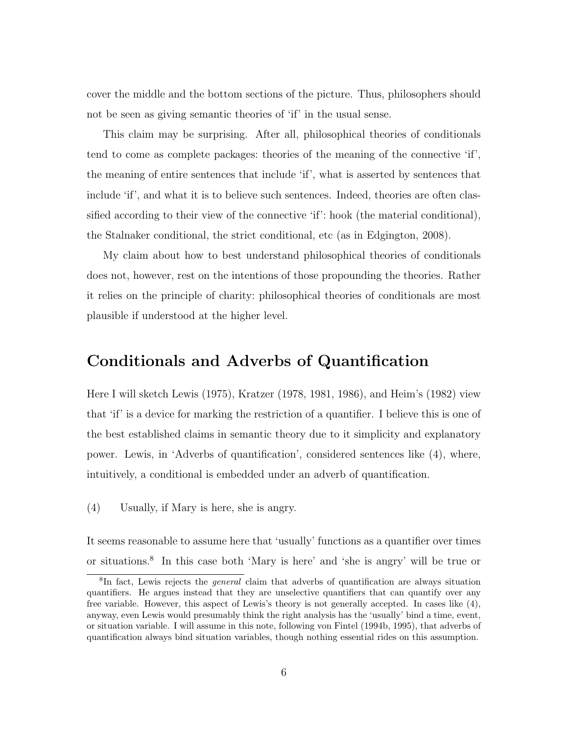cover the middle and the bottom sections of the picture. Thus, philosophers should not be seen as giving semantic theories of ‘if’ in the usual sense.

This claim may be surprising. After all, philosophical theories of conditionals tend to come as complete packages: theories of the meaning of the connective ‘if’, the meaning of entire sentences that include ‘if’, what is asserted by sentences that include ‘if’, and what it is to believe such sentences. Indeed, theories are often classified according to their view of the connective ‘if’: hook (the material conditional), the Stalnaker conditional, the strict conditional, etc (as in Edgington, 2008).

My claim about how to best understand philosophical theories of conditionals does not, however, rest on the intentions of those propounding the theories. Rather it relies on the principle of charity: philosophical theories of conditionals are most plausible if understood at the higher level.

## Conditionals and Adverbs of Quantification

Here I will sketch Lewis (1975), Kratzer (1978, 1981, 1986), and Heim’s (1982) view that ‘if’ is a device for marking the restriction of a quantifier. I believe this is one of the best established claims in semantic theory due to it simplicity and explanatory power. Lewis, in ‘Adverbs of quantification’, considered sentences like (4), where, intuitively, a conditional is embedded under an adverb of quantification.

(4) Usually, if Mary is here, she is angry.

It seems reasonable to assume here that ‘usually’ functions as a quantifier over times or situations.[8] In this case both ‘Mary is here’ and ‘she is angry’ will be true or

[8] In fact, Lewis rejects the *general* claim that adverbs of quantification are always situation quantifiers. He argues instead that they are unselective quantifiers that can quantify over any free variable. However, this aspect of Lewis’s theory is not generally accepted. In cases like (4), anyway, even Lewis would presumably think the right analysis has the ‘usually’ bind a time, event, or situation variable. I will assume in this note, following von Fintel (1994b, 1995), that adverbs of quantification always bind situation variables, though nothing essential rides on this assumption.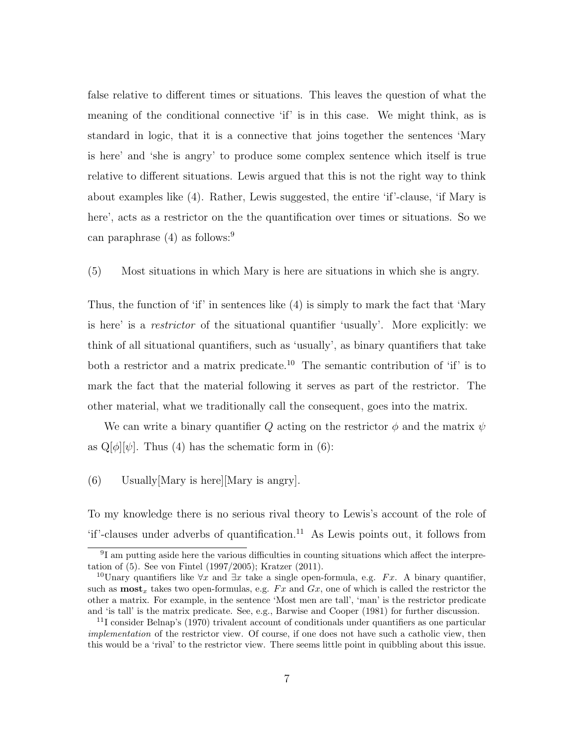false relative to different times or situations. This leaves the question of what the meaning of the conditional connective 'if' is in this case. We might think, as is standard in logic, that it is a connective that joins together the sentences 'Mary is here' and 'she is angry' to produce some complex sentence which itself is true relative to different situations. Lewis argued that this is not the right way to think about examples like (4). Rather, Lewis suggested, the entire 'if'-clause, 'if Mary is here', acts as a restrictor on the the quantification over times or situations. So we can paraphrase (4) as follows:[9]

(5) Most situations in which Mary is here are situations in which she is angry.

Thus, the function of 'if' in sentences like (4) is simply to mark the fact that 'Mary is here' is a *restrictor* of the situational quantifier 'usually'. More explicitly: we think of all situational quantifiers, such as 'usually', as binary quantifiers that take both a restrictor and a matrix predicate.[10] The semantic contribution of 'if' is to mark the fact that the material following it serves as part of the restrictor. The other material, what we traditionally call the consequent, goes into the matrix.

We can write a binary quantifier $Q$ acting on the restrictor $\phi$ and the matrix $\psi$ as $\mathrm{Q}[\phi][\psi]$. Thus (4) has the schematic form in (6):

(6) Usually[Mary is here][Mary is angry].

To my knowledge there is no serious rival theory to Lewis's account of the role of 'if'-clauses under adverbs of quantification.[11] As Lewis points out, it follows from

---

[9] I am putting aside here the various difficulties in counting situations which affect the interpretation of (5). See von Fintel (1997/2005); Kratzer (2011).

[10] Unary quantifiers like $\forall x$ and $\exists x$ take a single open-formula, e.g. $Fx$. A binary quantifier, such as $\mathbf{most}_x$ takes two open-formulas, e.g. $Fx$ and $Gx$, one of which is called the restrictor the other a matrix. For example, in the sentence 'Most men are tall', 'man' is the restrictor predicate and 'is tall' is the matrix predicate. See, e.g., Barwise and Cooper (1981) for further discussion.

[11] I consider Belnap's (1970) trivalent account of conditionals under quantifiers as one particular *implementation* of the restrictor view. Of course, if one does not have such a catholic view, then this would be a 'rival' to the restrictor view. There seems little point in quibbling about this issue.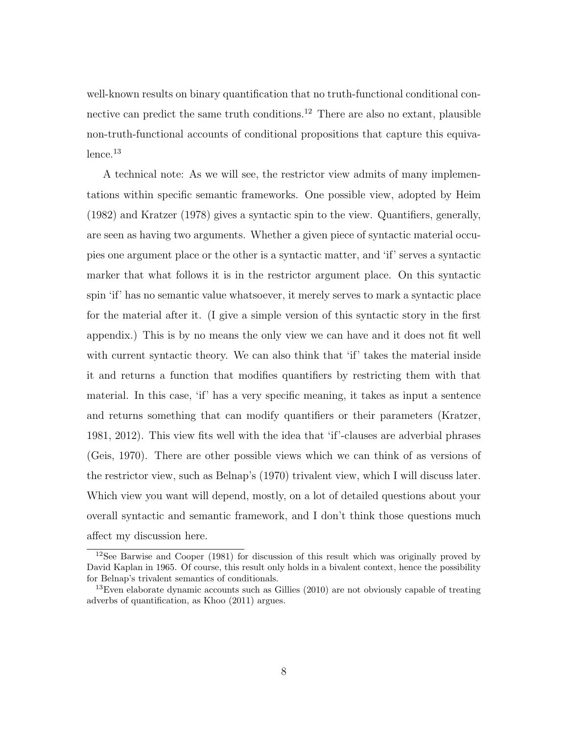well-known results on binary quantification that no truth-functional conditional connective can predict the same truth conditions.[12] There are also no extant, plausible non-truth-functional accounts of conditional propositions that capture this equivalence.[13]

A technical note: As we will see, the restrictor view admits of many implementations within specific semantic frameworks. One possible view, adopted by Heim (1982) and Kratzer (1978) gives a syntactic spin to the view. Quantifiers, generally, are seen as having two arguments. Whether a given piece of syntactic material occupies one argument place or the other is a syntactic matter, and 'if' serves a syntactic marker that what follows it is in the restrictor argument place. On this syntactic spin 'if' has no semantic value whatsoever, it merely serves to mark a syntactic place for the material after it. (I give a simple version of this syntactic story in the first appendix.) This is by no means the only view we can have and it does not fit well with current syntactic theory. We can also think that 'if' takes the material inside it and returns a function that modifies quantifiers by restricting them with that material. In this case, 'if' has a very specific meaning, it takes as input a sentence and returns something that can modify quantifiers or their parameters (Kratzer, 1981, 2012). This view fits well with the idea that 'if'-clauses are adverbial phrases (Geis, 1970). There are other possible views which we can think of as versions of the restrictor view, such as Belnap's (1970) trivalent view, which I will discuss later. Which view you want will depend, mostly, on a lot of detailed questions about your overall syntactic and semantic framework, and I don't think those questions much affect my discussion here.

[12] See Barwise and Cooper (1981) for discussion of this result which was originally proved by David Kaplan in 1965. Of course, this result only holds in a bivalent context, hence the possibility for Belnap's trivalent semantics of conditionals.

[13] Even elaborate dynamic accounts such as Gillies (2010) are not obviously capable of treating adverbs of quantification, as Khoo (2011) argues.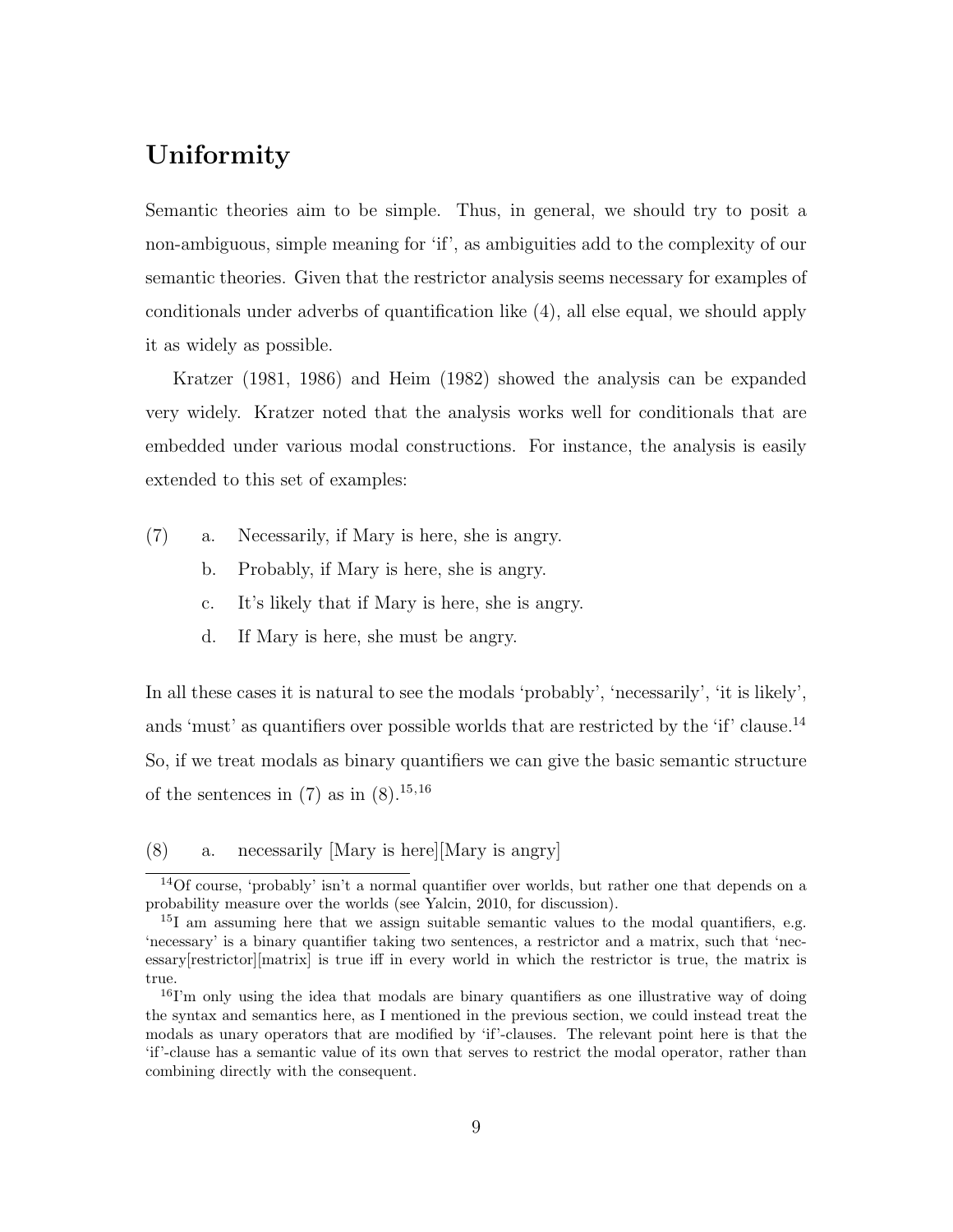## Uniformity

Semantic theories aim to be simple. Thus, in general, we should try to posit a non-ambiguous, simple meaning for 'if', as ambiguities add to the complexity of our semantic theories. Given that the restrictor analysis seems necessary for examples of conditionals under adverbs of quantification like (4), all else equal, we should apply it as widely as possible.

Kratzer (1981, 1986) and Heim (1982) showed the analysis can be expanded very widely. Kratzer noted that the analysis works well for conditionals that are embedded under various modal constructions. For instance, the analysis is easily extended to this set of examples:

(7)
  a. Necessarily, if Mary is here, she is angry.
  b. Probably, if Mary is here, she is angry.
  c. It's likely that if Mary is here, she is angry.
  d. If Mary is here, she must be angry.

In all these cases it is natural to see the modals 'probably', 'necessarily', 'it is likely', ands 'must' as quantifiers over possible worlds that are restricted by the 'if' clause.[14] So, if we treat modals as binary quantifiers we can give the basic semantic structure of the sentences in (7) as in (8).[15,16]

(8)
  a. necessarily [Mary is here][Mary is angry]

[14] Of course, 'probably' isn't a normal quantifier over worlds, but rather one that depends on a probability measure over the worlds (see Yalcin, 2010, for discussion).

[15] I am assuming here that we assign suitable semantic values to the modal quantifiers, e.g. 'necessary' is a binary quantifier taking two sentences, a restrictor and a matrix, such that 'necessary[restrictor][matrix] is true iff in every world in which the restrictor is true, the matrix is true.

[16] I'm only using the idea that modals are binary quantifiers as one illustrative way of doing the syntax and semantics here, as I mentioned in the previous section, we could instead treat the modals as unary operators that are modified by 'if'-clauses. The relevant point here is that the 'if'-clause has a semantic value of its own that serves to restrict the modal operator, rather than combining directly with the consequent.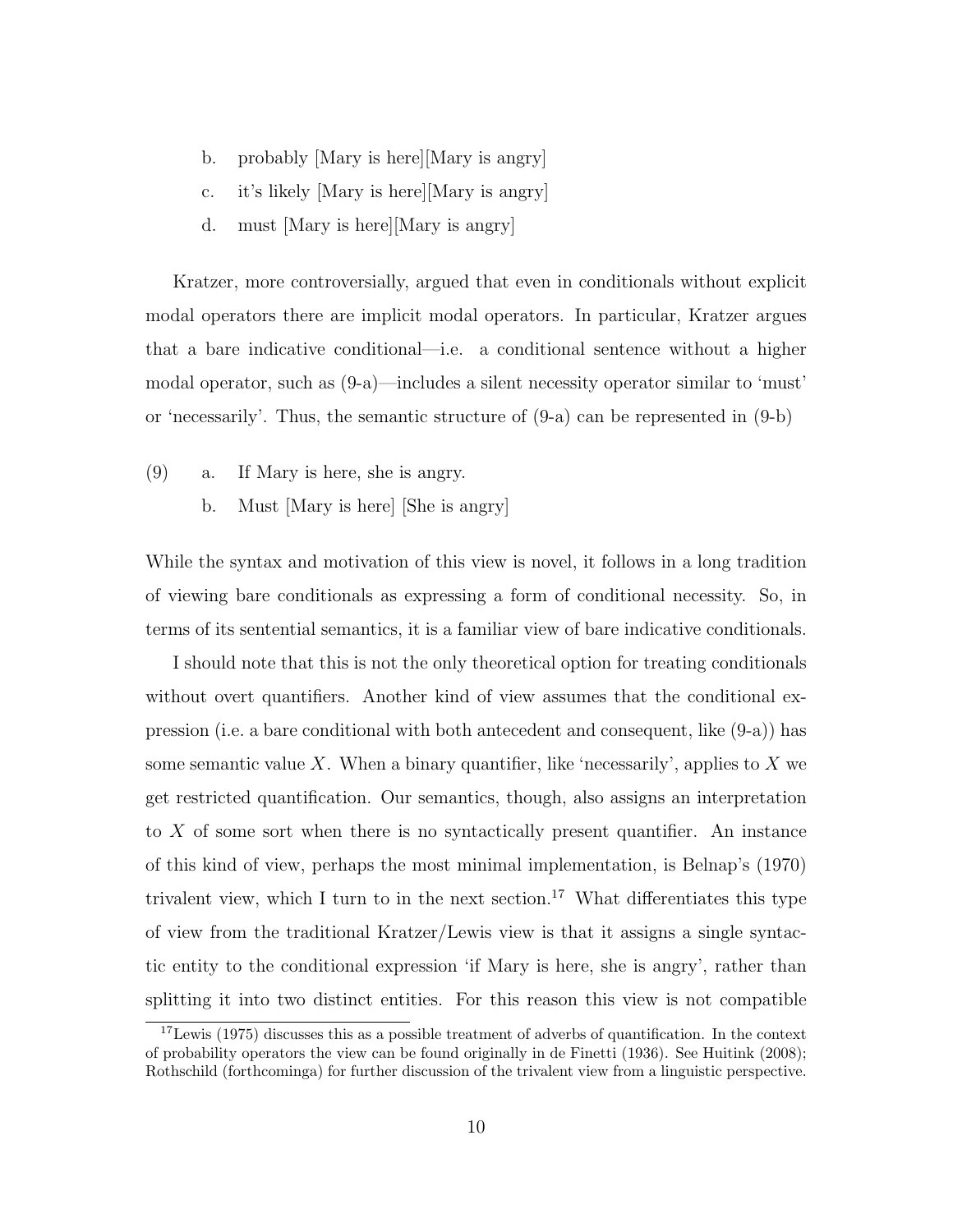b. probably [Mary is here][Mary is angry]

c. it's likely [Mary is here][Mary is angry]

d. must [Mary is here][Mary is angry]

Kratzer, more controversially, argued that even in conditionals without explicit modal operators there are implicit modal operators. In particular, Kratzer argues that a bare indicative conditional—i.e. a conditional sentence without a higher modal operator, such as (9-a)—includes a silent necessity operator similar to 'must' or 'necessarily'. Thus, the semantic structure of (9-a) can be represented in (9-b)

(9) a. If Mary is here, she is angry.

b. Must [Mary is here] [She is angry]

While the syntax and motivation of this view is novel, it follows in a long tradition of viewing bare conditionals as expressing a form of conditional necessity. So, in terms of its sentential semantics, it is a familiar view of bare indicative conditionals.

I should note that this is not the only theoretical option for treating conditionals without overt quantifiers. Another kind of view assumes that the conditional expression (i.e. a bare conditional with both antecedent and consequent, like (9-a)) has some semantic value $X$. When a binary quantifier, like 'necessarily', applies to $X$ we get restricted quantification. Our semantics, though, also assigns an interpretation to $X$ of some sort when there is no syntactically present quantifier. An instance of this kind of view, perhaps the most minimal implementation, is Belnap's (1970) trivalent view, which I turn to in the next section.[17] What differentiates this type of view from the traditional Kratzer/Lewis view is that it assigns a single syntactic entity to the conditional expression 'if Mary is here, she is angry', rather than splitting it into two distinct entities. For this reason this view is not compatible

[17] Lewis (1975) discusses this as a possible treatment of adverbs of quantification. In the context of probability operators the view can be found originally in de Finetti (1936). See Huitink (2008); Rothschild (forthcominga) for further discussion of the trivalent view from a linguistic perspective.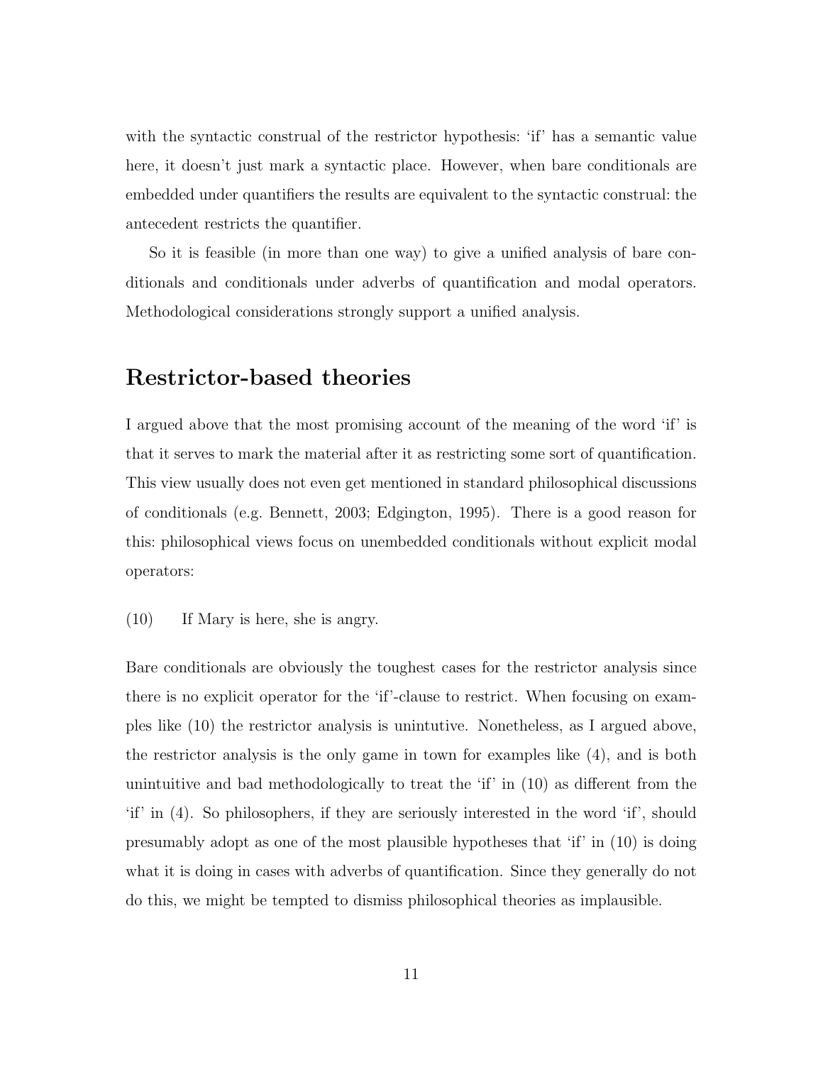with the syntactic construal of the restrictor hypothesis: 'if' has a semantic value here, it doesn't just mark a syntactic place. However, when bare conditionals are embedded under quantifiers the results are equivalent to the syntactic construal: the antecedent restricts the quantifier.

So it is feasible (in more than one way) to give a unified analysis of bare conditionals and conditionals under adverbs of quantification and modal operators. Methodological considerations strongly support a unified analysis.

## Restrictor-based theories

I argued above that the most promising account of the meaning of the word 'if' is that it serves to mark the material after it as restricting some sort of quantification. This view usually does not even get mentioned in standard philosophical discussions of conditionals (e.g. Bennett, 2003; Edgington, 1995). There is a good reason for this: philosophical views focus on unembedded conditionals without explicit modal operators:

(10) If Mary is here, she is angry.

Bare conditionals are obviously the toughest cases for the restrictor analysis since there is no explicit operator for the 'if'-clause to restrict. When focusing on examples like (10) the restrictor analysis is unintutive. Nonetheless, as I argued above, the restrictor analysis is the only game in town for examples like (4), and is both unintuitive and bad methodologically to treat the 'if' in (10) as different from the 'if' in (4). So philosophers, if they are seriously interested in the word 'if', should presumably adopt as one of the most plausible hypotheses that 'if' in (10) is doing what it is doing in cases with adverbs of quantification. Since they generally do not do this, we might be tempted to dismiss philosophical theories as implausible.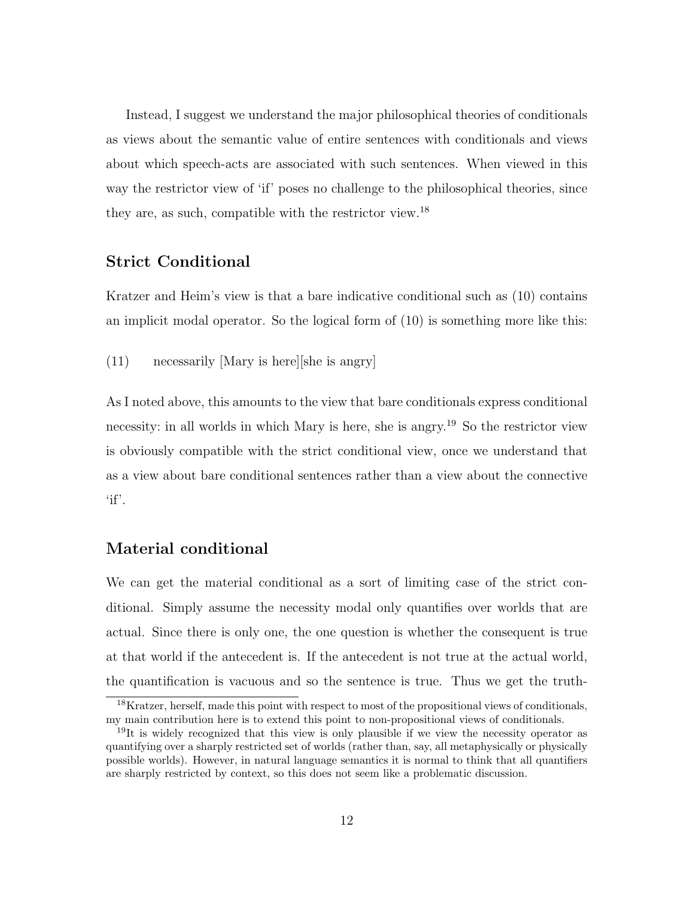Instead, I suggest we understand the major philosophical theories of conditionals as views about the semantic value of entire sentences with conditionals and views about which speech-acts are associated with such sentences. When viewed in this way the restrictor view of 'if' poses no challenge to the philosophical theories, since they are, as such, compatible with the restrictor view.[18]

## Strict Conditional

Kratzer and Heim's view is that a bare indicative conditional such as (10) contains an implicit modal operator. So the logical form of (10) is something more like this:

(11) necessarily [Mary is here][she is angry]

As I noted above, this amounts to the view that bare conditionals express conditional necessity: in all worlds in which Mary is here, she is angry.[19] So the restrictor view is obviously compatible with the strict conditional view, once we understand that as a view about bare conditional sentences rather than a view about the connective 'if'.

## Material conditional

We can get the material conditional as a sort of limiting case of the strict conditional. Simply assume the necessity modal only quantifies over worlds that are actual. Since there is only one, the one question is whether the consequent is true at that world if the antecedent is. If the antecedent is not true at the actual world, the quantification is vacuous and so the sentence is true. Thus we get the truth-

[18] Kratzer, herself, made this point with respect to most of the propositional views of conditionals, my main contribution here is to extend this point to non-propositional views of conditionals.

[19] It is widely recognized that this view is only plausible if we view the necessity operator as quantifying over a sharply restricted set of worlds (rather than, say, all metaphysically or physically possible worlds). However, in natural language semantics it is normal to think that all quantifiers are sharply restricted by context, so this does not seem like a problematic discussion.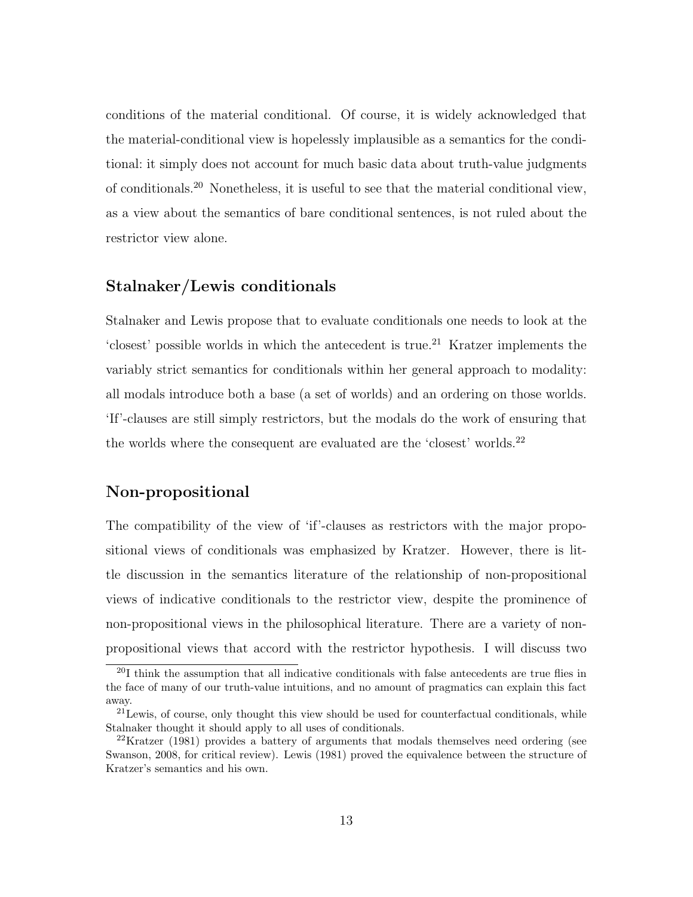conditions of the material conditional. Of course, it is widely acknowledged that the material-conditional view is hopelessly implausible as a semantics for the conditional: it simply does not account for much basic data about truth-value judgments of conditionals.[20] Nonetheless, it is useful to see that the material conditional view, as a view about the semantics of bare conditional sentences, is not ruled about the restrictor view alone.

### Stalnaker/Lewis conditionals

Stalnaker and Lewis propose that to evaluate conditionals one needs to look at the 'closest' possible worlds in which the antecedent is true.[21] Kratzer implements the variably strict semantics for conditionals within her general approach to modality: all modals introduce both a base (a set of worlds) and an ordering on those worlds. 'If'-clauses are still simply restrictors, but the modals do the work of ensuring that the worlds where the consequent are evaluated are the 'closest' worlds.[22]

### Non-propositional

The compatibility of the view of 'if'-clauses as restrictors with the major propositional views of conditionals was emphasized by Kratzer. However, there is little discussion in the semantics literature of the relationship of non-propositional views of indicative conditionals to the restrictor view, despite the prominence of non-propositional views in the philosophical literature. There are a variety of non-propositional views that accord with the restrictor hypothesis. I will discuss two

[20] I think the assumption that all indicative conditionals with false antecedents are true flies in the face of many of our truth-value intuitions, and no amount of pragmatics can explain this fact away.

[21] Lewis, of course, only thought this view should be used for counterfactual conditionals, while Stalnaker thought it should apply to all uses of conditionals.

[22] Kratzer (1981) provides a battery of arguments that modals themselves need ordering (see Swanson, 2008, for critical review). Lewis (1981) proved the equivalence between the structure of Kratzer's semantics and his own.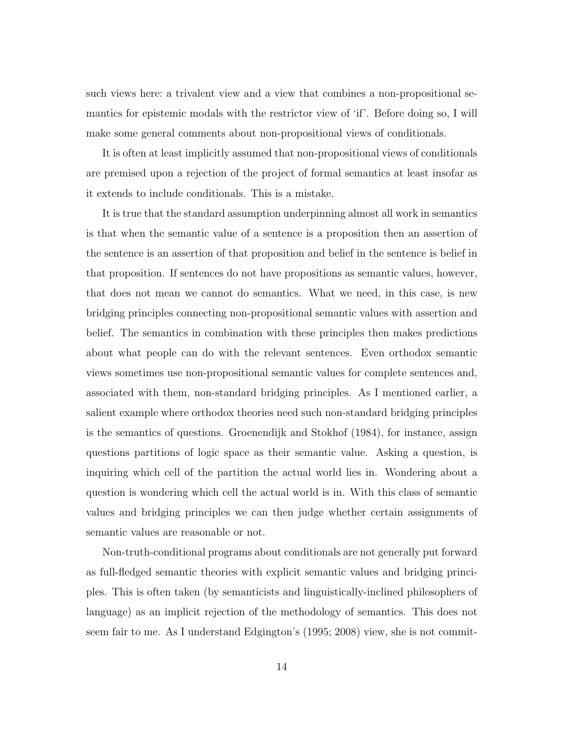such views here: a trivalent view and a view that combines a non-propositional semantics for epistemic modals with the restrictor view of 'if'. Before doing so, I will make some general comments about non-propositional views of conditionals.

It is often at least implicitly assumed that non-propositional views of conditionals are premised upon a rejection of the project of formal semantics at least insofar as it extends to include conditionals. This is a mistake.

It is true that the standard assumption underpinning almost all work in semantics is that when the semantic value of a sentence is a proposition then an assertion of the sentence is an assertion of that proposition and belief in the sentence is belief in that proposition. If sentences do not have propositions as semantic values, however, that does not mean we cannot do semantics. What we need, in this case, is new bridging principles connecting non-propositional semantic values with assertion and belief. The semantics in combination with these principles then makes predictions about what people can do with the relevant sentences. Even orthodox semantic views sometimes use non-propositional semantic values for complete sentences and, associated with them, non-standard bridging principles. As I mentioned earlier, a salient example where orthodox theories need such non-standard bridging principles is the semantics of questions. Groenendijk and Stokhof (1984), for instance, assign questions partitions of logic space as their semantic value. Asking a question, is inquiring which cell of the partition the actual world lies in. Wondering about a question is wondering which cell the actual world is in. With this class of semantic values and bridging principles we can then judge whether certain assignments of semantic values are reasonable or not.

Non-truth-conditional programs about conditionals are not generally put forward as full-fledged semantic theories with explicit semantic values and bridging principles. This is often taken (by semanticists and linguistically-inclined philosophers of language) as an implicit rejection of the methodology of semantics. This does not seem fair to me. As I understand Edgington's (1995; 2008) view, she is not commit-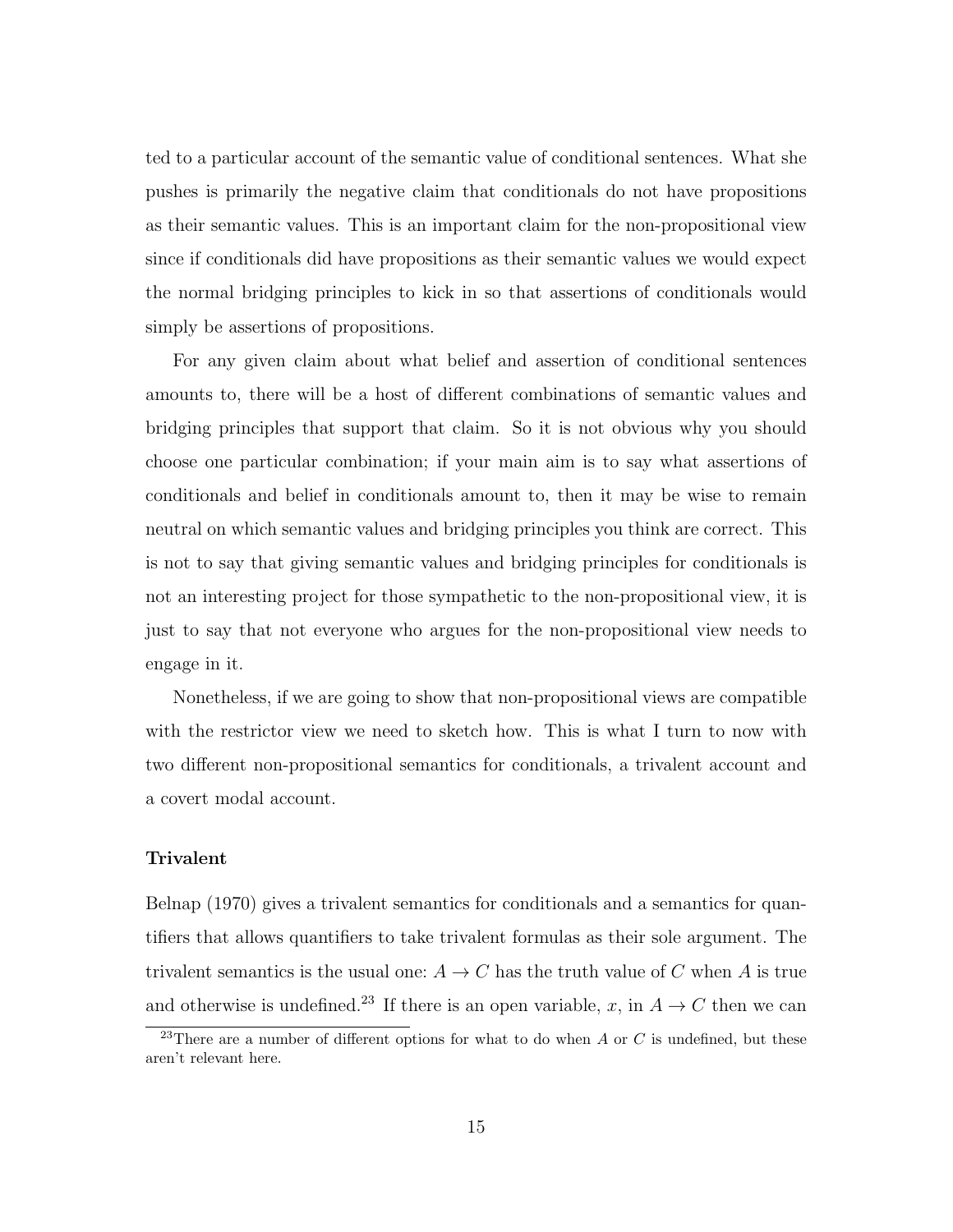ted to a particular account of the semantic value of conditional sentences. What she pushes is primarily the negative claim that conditionals do not have propositions as their semantic values. This is an important claim for the non-propositional view since if conditionals did have propositions as their semantic values we would expect the normal bridging principles to kick in so that assertions of conditionals would simply be assertions of propositions.

For any given claim about what belief and assertion of conditional sentences amounts to, there will be a host of different combinations of semantic values and bridging principles that support that claim. So it is not obvious why you should choose one particular combination; if your main aim is to say what assertions of conditionals and belief in conditionals amount to, then it may be wise to remain neutral on which semantic values and bridging principles you think are correct. This is not to say that giving semantic values and bridging principles for conditionals is not an interesting project for those sympathetic to the non-propositional view, it is just to say that not everyone who argues for the non-propositional view needs to engage in it.

Nonetheless, if we are going to show that non-propositional views are compatible with the restrictor view we need to sketch how. This is what I turn to now with two different non-propositional semantics for conditionals, a trivalent account and a covert modal account.

### Trivalent

Belnap (1970) gives a trivalent semantics for conditionals and a semantics for quantifiers that allows quantifiers to take trivalent formulas as their sole argument. The trivalent semantics is the usual one: $A \to C$ has the truth value of $C$ when $A$ is true and otherwise is undefined.[23] If there is an open variable, $x$, in $A \to C$ then we can

[23] There are a number of different options for what to do when $A$ or $C$ is undefined, but these aren't relevant here.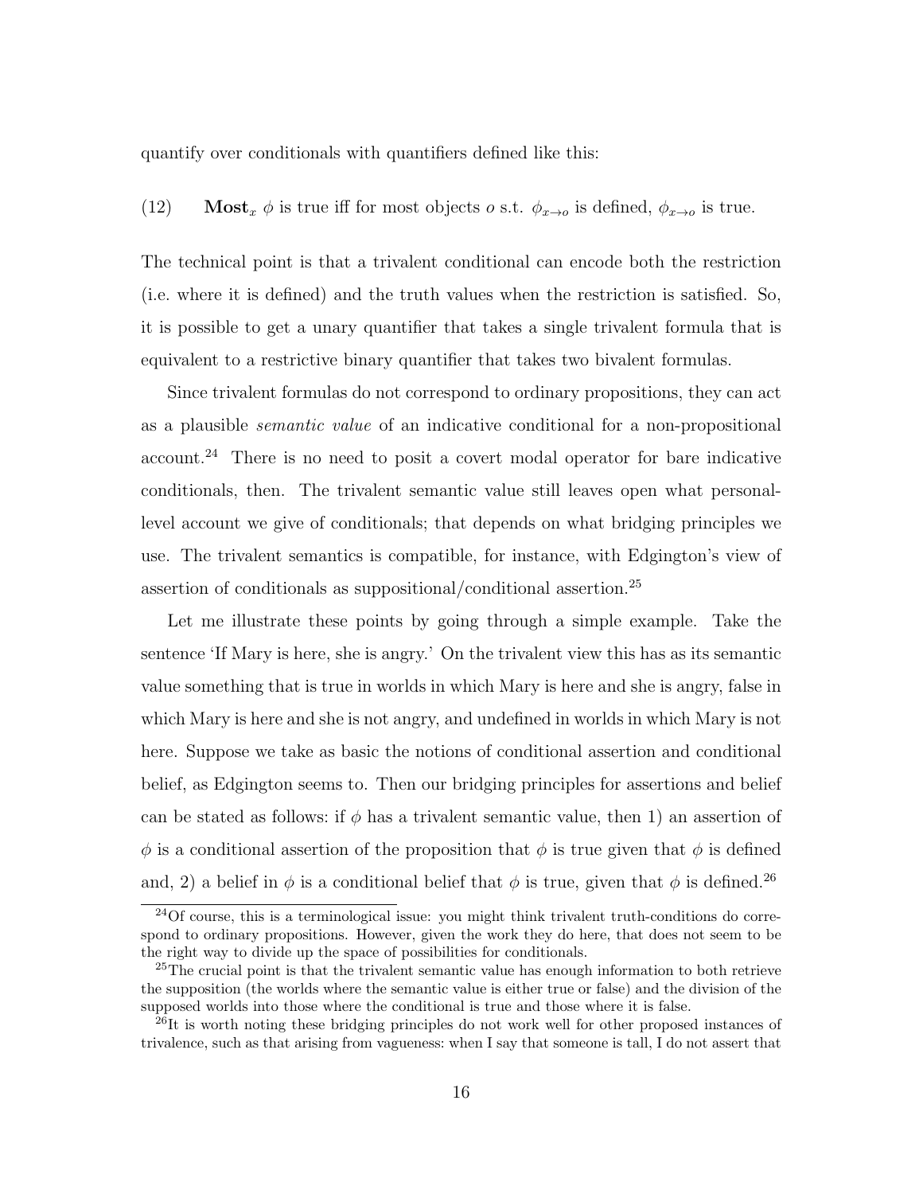quantify over conditionals with quantifiers defined like this:

(12) $\textbf{Most}_x\ \phi$ is true iff for most objects $o$ s.t. $\phi_{x\to o}$ is defined, $\phi_{x\to o}$ is true.

The technical point is that a trivalent conditional can encode both the restriction (i.e. where it is defined) and the truth values when the restriction is satisfied. So, it is possible to get a unary quantifier that takes a single trivalent formula that is equivalent to a restrictive binary quantifier that takes two bivalent formulas.

Since trivalent formulas do not correspond to ordinary propositions, they can act as a plausible *semantic value* of an indicative conditional for a non-propositional account.[24] There is no need to posit a covert modal operator for bare indicative conditionals, then. The trivalent semantic value still leaves open what personal-level account we give of conditionals; that depends on what bridging principles we use. The trivalent semantics is compatible, for instance, with Edgington's view of assertion of conditionals as suppositional/conditional assertion.[25]

Let me illustrate these points by going through a simple example. Take the sentence 'If Mary is here, she is angry.' On the trivalent view this has as its semantic value something that is true in worlds in which Mary is here and she is angry, false in which Mary is here and she is not angry, and undefined in worlds in which Mary is not here. Suppose we take as basic the notions of conditional assertion and conditional belief, as Edgington seems to. Then our bridging principles for assertions and belief can be stated as follows: if $\phi$ has a trivalent semantic value, then 1) an assertion of $\phi$ is a conditional assertion of the proposition that $\phi$ is true given that $\phi$ is defined and, 2) a belief in $\phi$ is a conditional belief that $\phi$ is true, given that $\phi$ is defined.[26]

---

[24] Of course, this is a terminological issue: you might think trivalent truth-conditions do correspond to ordinary propositions. However, given the work they do here, that does not seem to be the right way to divide up the space of possibilities for conditionals.

[25] The crucial point is that the trivalent semantic value has enough information to both retrieve the supposition (the worlds where the semantic value is either true or false) and the division of the supposed worlds into those where the conditional is true and those where it is false.

[26] It is worth noting these bridging principles do not work well for other proposed instances of trivalence, such as that arising from vagueness: when I say that someone is tall, I do not assert that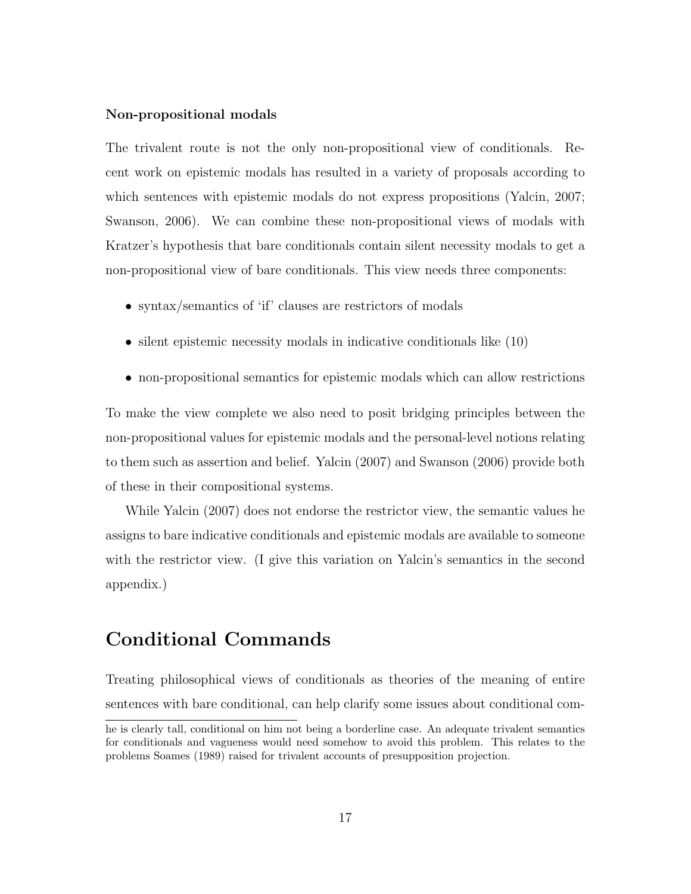### Non-propositional modals

The trivalent route is not the only non-propositional view of conditionals. Recent work on epistemic modals has resulted in a variety of proposals according to which sentences with epistemic modals do not express propositions (Yalcin, 2007; Swanson, 2006). We can combine these non-propositional views of modals with Kratzer's hypothesis that bare conditionals contain silent necessity modals to get a non-propositional view of bare conditionals. This view needs three components:

- syntax/semantics of 'if' clauses are restrictors of modals
- silent epistemic necessity modals in indicative conditionals like (10)
- non-propositional semantics for epistemic modals which can allow restrictions

To make the view complete we also need to posit bridging principles between the non-propositional values for epistemic modals and the personal-level notions relating to them such as assertion and belief. Yalcin (2007) and Swanson (2006) provide both of these in their compositional systems.

While Yalcin (2007) does not endorse the restrictor view, the semantic values he assigns to bare indicative conditionals and epistemic modals are available to someone with the restrictor view. (I give this variation on Yalcin's semantics in the second appendix.)

## Conditional Commands

Treating philosophical views of conditionals as theories of the meaning of entire sentences with bare conditional, can help clarify some issues about conditional com-

he is clearly tall, conditional on him not being a borderline case. An adequate trivalent semantics for conditionals and vagueness would need somehow to avoid this problem. This relates to the problems Soames (1989) raised for trivalent accounts of presupposition projection.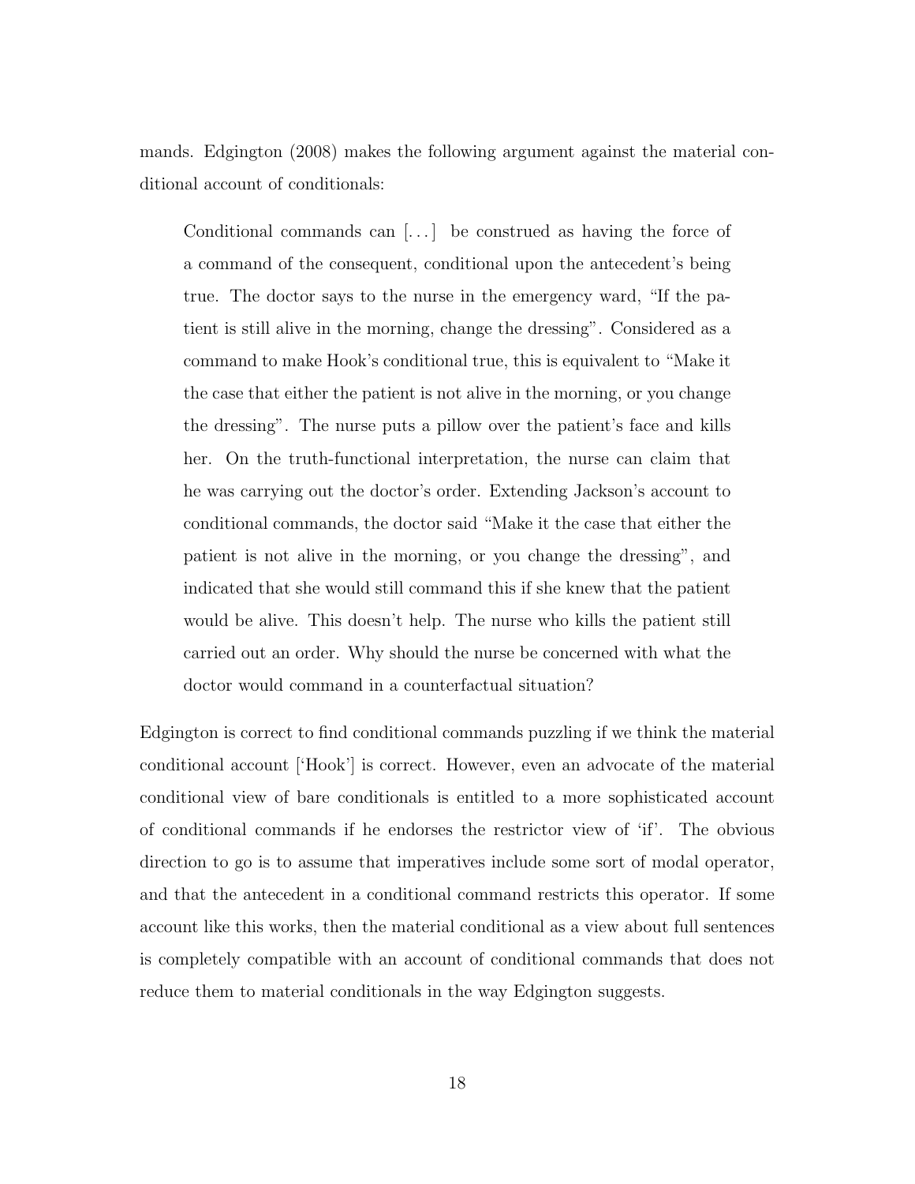mands. Edgington (2008) makes the following argument against the material conditional account of conditionals:

> Conditional commands can [...] be construed as having the force of a command of the consequent, conditional upon the antecedent's being true. The doctor says to the nurse in the emergency ward, "If the patient is still alive in the morning, change the dressing". Considered as a command to make Hook's conditional true, this is equivalent to "Make it the case that either the patient is not alive in the morning, or you change the dressing". The nurse puts a pillow over the patient's face and kills her. On the truth-functional interpretation, the nurse can claim that he was carrying out the doctor's order. Extending Jackson's account to conditional commands, the doctor said "Make it the case that either the patient is not alive in the morning, or you change the dressing", and indicated that she would still command this if she knew that the patient would be alive. This doesn't help. The nurse who kills the patient still carried out an order. Why should the nurse be concerned with what the doctor would command in a counterfactual situation?

Edgington is correct to find conditional commands puzzling if we think the material conditional account ['Hook'] is correct. However, even an advocate of the material conditional view of bare conditionals is entitled to a more sophisticated account of conditional commands if he endorses the restrictor view of 'if'. The obvious direction to go is to assume that imperatives include some sort of modal operator, and that the antecedent in a conditional command restricts this operator. If some account like this works, then the material conditional as a view about full sentences is completely compatible with an account of conditional commands that does not reduce them to material conditionals in the way Edgington suggests.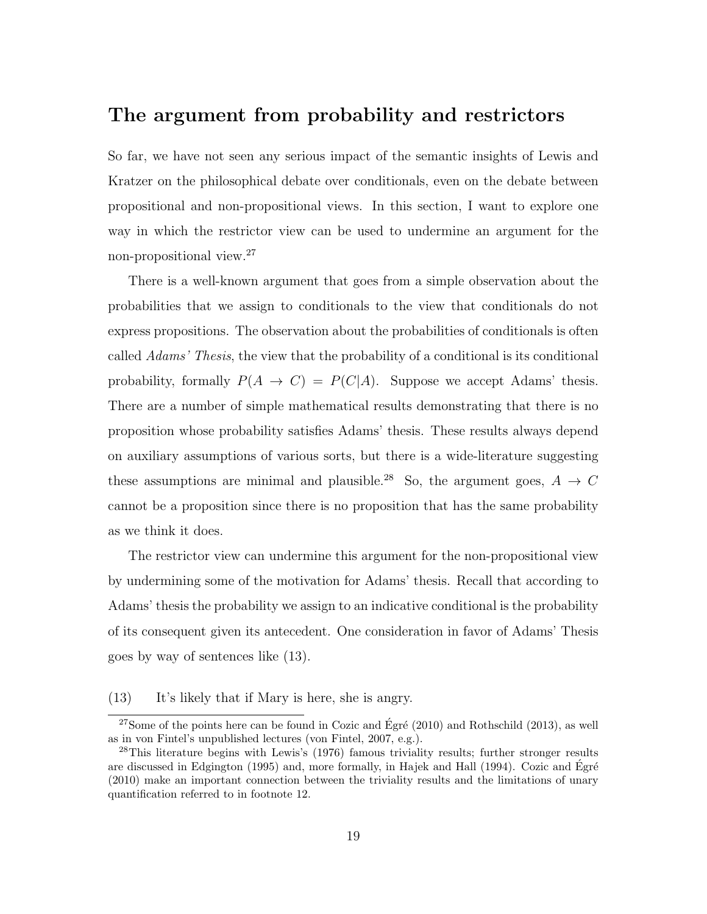## The argument from probability and restrictors

So far, we have not seen any serious impact of the semantic insights of Lewis and Kratzer on the philosophical debate over conditionals, even on the debate between propositional and non-propositional views. In this section, I want to explore one way in which the restrictor view can be used to undermine an argument for the non-propositional view.[27]

There is a well-known argument that goes from a simple observation about the probabilities that we assign to conditionals to the view that conditionals do not express propositions. The observation about the probabilities of conditionals is often called *Adams' Thesis*, the view that the probability of a conditional is its conditional probability, formally $P(A \to C) = P(C|A)$. Suppose we accept Adams' thesis. There are a number of simple mathematical results demonstrating that there is no proposition whose probability satisfies Adams' thesis. These results always depend on auxiliary assumptions of various sorts, but there is a wide-literature suggesting these assumptions are minimal and plausible.[28] So, the argument goes, $A \to C$ cannot be a proposition since there is no proposition that has the same probability as we think it does.

The restrictor view can undermine this argument for the non-propositional view by undermining some of the motivation for Adams' thesis. Recall that according to Adams' thesis the probability we assign to an indicative conditional is the probability of its consequent given its antecedent. One consideration in favor of Adams' Thesis goes by way of sentences like (13).

(13) It's likely that if Mary is here, she is angry.

[27] Some of the points here can be found in Cozic and Égré (2010) and Rothschild (2013), as well as in von Fintel's unpublished lectures (von Fintel, 2007, e.g.).

[28] This literature begins with Lewis's (1976) famous triviality results; further stronger results are discussed in Edgington (1995) and, more formally, in Hajek and Hall (1994). Cozic and Égré (2010) make an important connection between the triviality results and the limitations of unary quantification referred to in footnote 12.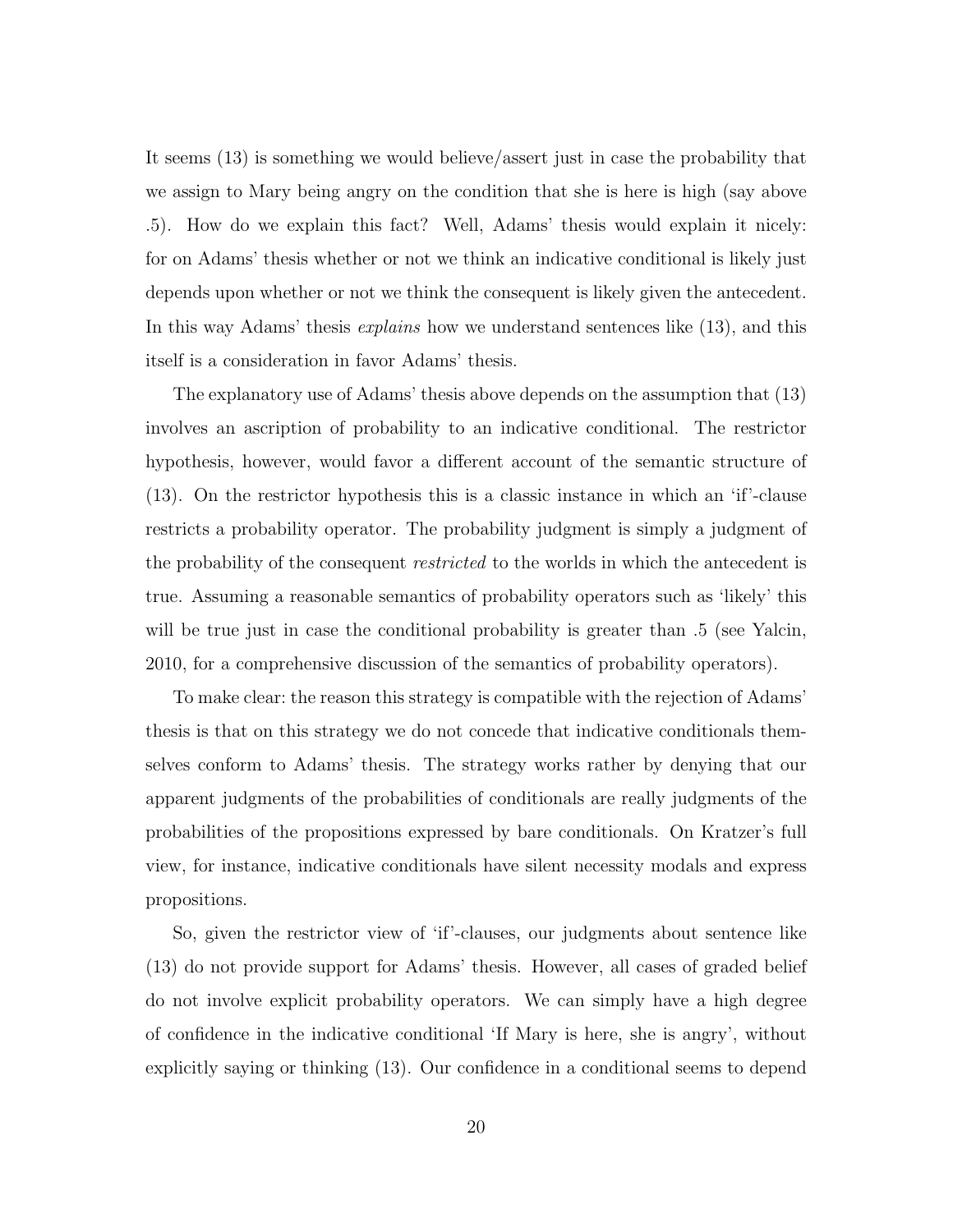It seems (13) is something we would believe/assert just in case the probability that we assign to Mary being angry on the condition that she is here is high (say above .5). How do we explain this fact? Well, Adams' thesis would explain it nicely: for on Adams' thesis whether or not we think an indicative conditional is likely just depends upon whether or not we think the consequent is likely given the antecedent. In this way Adams' thesis *explains* how we understand sentences like (13), and this itself is a consideration in favor Adams' thesis.

The explanatory use of Adams' thesis above depends on the assumption that (13) involves an ascription of probability to an indicative conditional. The restrictor hypothesis, however, would favor a different account of the semantic structure of (13). On the restrictor hypothesis this is a classic instance in which an 'if'-clause restricts a probability operator. The probability judgment is simply a judgment of the probability of the consequent *restricted* to the worlds in which the antecedent is true. Assuming a reasonable semantics of probability operators such as 'likely' this will be true just in case the conditional probability is greater than .5 (see Yalcin, 2010, for a comprehensive discussion of the semantics of probability operators).

To make clear: the reason this strategy is compatible with the rejection of Adams' thesis is that on this strategy we do not concede that indicative conditionals themselves conform to Adams' thesis. The strategy works rather by denying that our apparent judgments of the probabilities of conditionals are really judgments of the probabilities of the propositions expressed by bare conditionals. On Kratzer's full view, for instance, indicative conditionals have silent necessity modals and express propositions.

So, given the restrictor view of 'if'-clauses, our judgments about sentence like (13) do not provide support for Adams' thesis. However, all cases of graded belief do not involve explicit probability operators. We can simply have a high degree of confidence in the indicative conditional 'If Mary is here, she is angry', without explicitly saying or thinking (13). Our confidence in a conditional seems to depend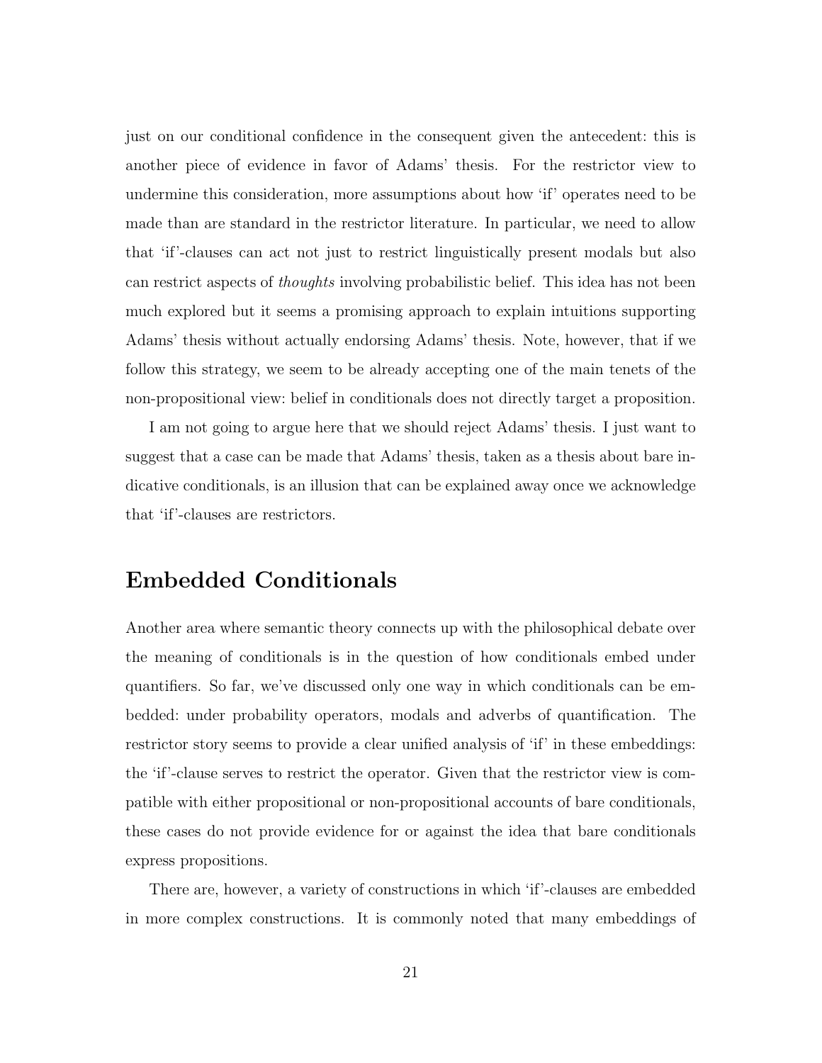just on our conditional confidence in the consequent given the antecedent: this is another piece of evidence in favor of Adams' thesis. For the restrictor view to undermine this consideration, more assumptions about how 'if' operates need to be made than are standard in the restrictor literature. In particular, we need to allow that 'if'-clauses can act not just to restrict linguistically present modals but also can restrict aspects of *thoughts* involving probabilistic belief. This idea has not been much explored but it seems a promising approach to explain intuitions supporting Adams' thesis without actually endorsing Adams' thesis. Note, however, that if we follow this strategy, we seem to be already accepting one of the main tenets of the non-propositional view: belief in conditionals does not directly target a proposition.

I am not going to argue here that we should reject Adams' thesis. I just want to suggest that a case can be made that Adams' thesis, taken as a thesis about bare indicative conditionals, is an illusion that can be explained away once we acknowledge that 'if'-clauses are restrictors.

## Embedded Conditionals

Another area where semantic theory connects up with the philosophical debate over the meaning of conditionals is in the question of how conditionals embed under quantifiers. So far, we've discussed only one way in which conditionals can be embedded: under probability operators, modals and adverbs of quantification. The restrictor story seems to provide a clear unified analysis of 'if' in these embeddings: the 'if'-clause serves to restrict the operator. Given that the restrictor view is compatible with either propositional or non-propositional accounts of bare conditionals, these cases do not provide evidence for or against the idea that bare conditionals express propositions.

There are, however, a variety of constructions in which 'if'-clauses are embedded in more complex constructions. It is commonly noted that many embeddings of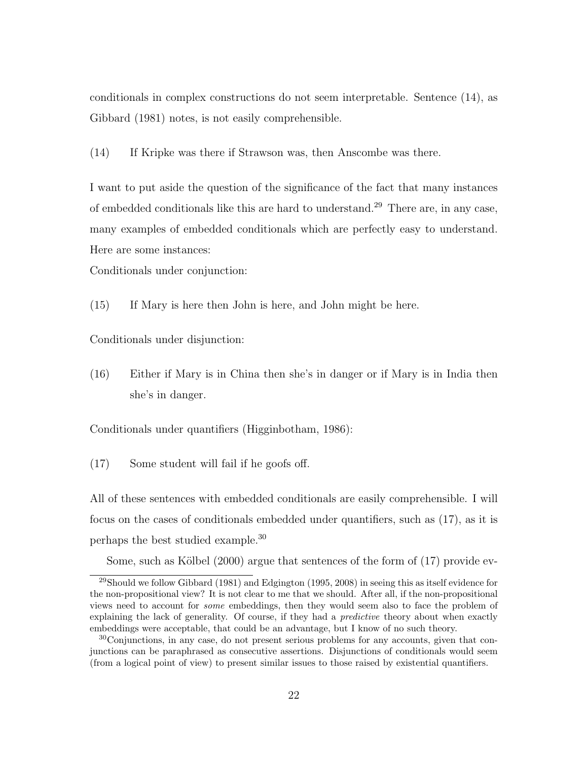conditionals in complex constructions do not seem interpretable. Sentence (14), as Gibbard (1981) notes, is not easily comprehensible.

(14) If Kripke was there if Strawson was, then Anscombe was there.

I want to put aside the question of the significance of the fact that many instances of embedded conditionals like this are hard to understand.[29] There are, in any case, many examples of embedded conditionals which are perfectly easy to understand. Here are some instances:

Conditionals under conjunction:

(15) If Mary is here then John is here, and John might be here.

Conditionals under disjunction:

(16) Either if Mary is in China then she's in danger or if Mary is in India then she's in danger.

Conditionals under quantifiers (Higginbotham, 1986):

(17) Some student will fail if he goofs off.

All of these sentences with embedded conditionals are easily comprehensible. I will focus on the cases of conditionals embedded under quantifiers, such as (17), as it is perhaps the best studied example.[30]

Some, such as Kölbel (2000) argue that sentences of the form of (17) provide ev-

---

[29] Should we follow Gibbard (1981) and Edgington (1995, 2008) in seeing this as itself evidence for the non-propositional view? It is not clear to me that we should. After all, if the non-propositional views need to account for *some* embeddings, then they would seem also to face the problem of explaining the lack of generality. Of course, if they had a *predictive* theory about when exactly embeddings were acceptable, that could be an advantage, but I know of no such theory.

[30] Conjunctions, in any case, do not present serious problems for any accounts, given that conjunctions can be paraphrased as consecutive assertions. Disjunctions of conditionals would seem (from a logical point of view) to present similar issues to those raised by existential quantifiers.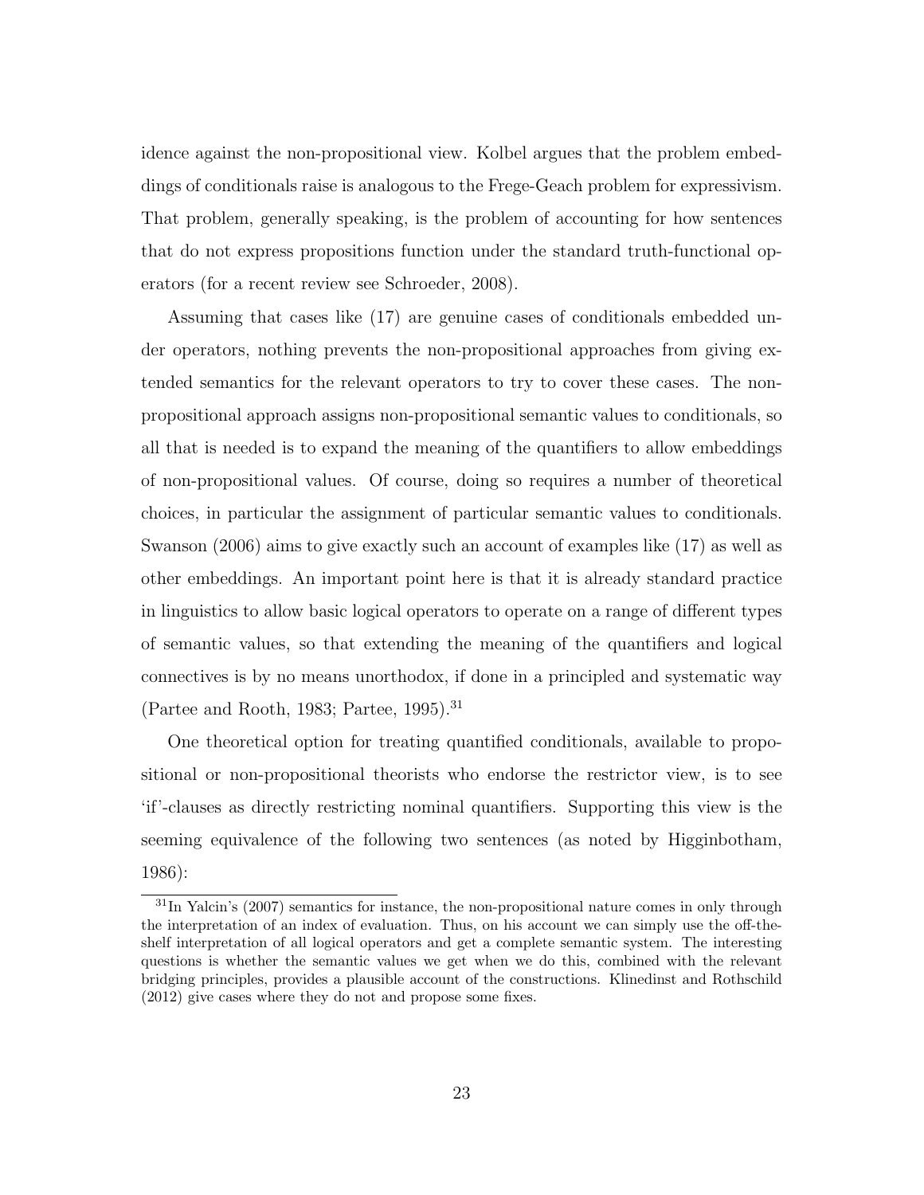idence against the non-propositional view. Kolbel argues that the problem embeddings of conditionals raise is analogous to the Frege-Geach problem for expressivism. That problem, generally speaking, is the problem of accounting for how sentences that do not express propositions function under the standard truth-functional operators (for a recent review see Schroeder, 2008).

Assuming that cases like (17) are genuine cases of conditionals embedded under operators, nothing prevents the non-propositional approaches from giving extended semantics for the relevant operators to try to cover these cases. The non-propositional approach assigns non-propositional semantic values to conditionals, so all that is needed is to expand the meaning of the quantifiers to allow embeddings of non-propositional values. Of course, doing so requires a number of theoretical choices, in particular the assignment of particular semantic values to conditionals. Swanson (2006) aims to give exactly such an account of examples like (17) as well as other embeddings. An important point here is that it is already standard practice in linguistics to allow basic logical operators to operate on a range of different types of semantic values, so that extending the meaning of the quantifiers and logical connectives is by no means unorthodox, if done in a principled and systematic way (Partee and Rooth, 1983; Partee, 1995).[31]

One theoretical option for treating quantified conditionals, available to propositional or non-propositional theorists who endorse the restrictor view, is to see 'if'-clauses as directly restricting nominal quantifiers. Supporting this view is the seeming equivalence of the following two sentences (as noted by Higginbotham, 1986):

[31] In Yalcin's (2007) semantics for instance, the non-propositional nature comes in only through the interpretation of an index of evaluation. Thus, on his account we can simply use the off-the-shelf interpretation of all logical operators and get a complete semantic system. The interesting questions is whether the semantic values we get when we do this, combined with the relevant bridging principles, provides a plausible account of the constructions. Klinedinst and Rothschild (2012) give cases where they do not and propose some fixes.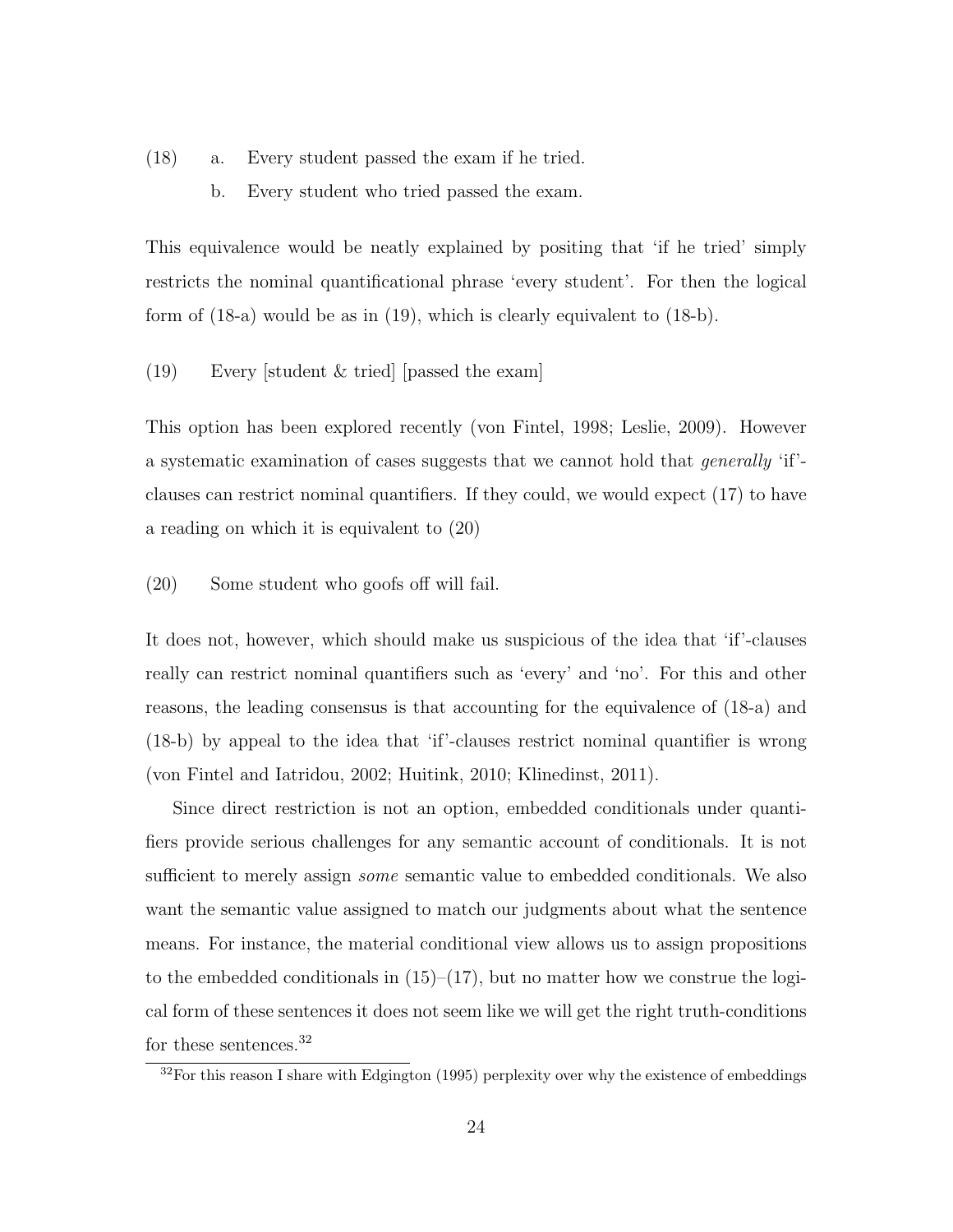(18) a. Every student passed the exam if he tried.

b. Every student who tried passed the exam.

This equivalence would be neatly explained by positing that 'if he tried' simply restricts the nominal quantificational phrase 'every student'. For then the logical form of (18-a) would be as in (19), which is clearly equivalent to (18-b).

(19) Every [student & tried] [passed the exam]

This option has been explored recently (von Fintel, 1998; Leslie, 2009). However a systematic examination of cases suggests that we cannot hold that *generally* 'if'-clauses can restrict nominal quantifiers. If they could, we would expect (17) to have a reading on which it is equivalent to (20)

(20) Some student who goofs off will fail.

It does not, however, which should make us suspicious of the idea that 'if'-clauses really can restrict nominal quantifiers such as 'every' and 'no'. For this and other reasons, the leading consensus is that accounting for the equivalence of (18-a) and (18-b) by appeal to the idea that 'if'-clauses restrict nominal quantifier is wrong (von Fintel and Iatridou, 2002; Huitink, 2010; Klinedinst, 2011).

Since direct restriction is not an option, embedded conditionals under quantifiers provide serious challenges for any semantic account of conditionals. It is not sufficient to merely assign *some* semantic value to embedded conditionals. We also want the semantic value assigned to match our judgments about what the sentence means. For instance, the material conditional view allows us to assign propositions to the embedded conditionals in (15)–(17), but no matter how we construe the logical form of these sentences it does not seem like we will get the right truth-conditions for these sentences.[32]

[32]For this reason I share with Edgington (1995) perplexity over why the existence of embeddings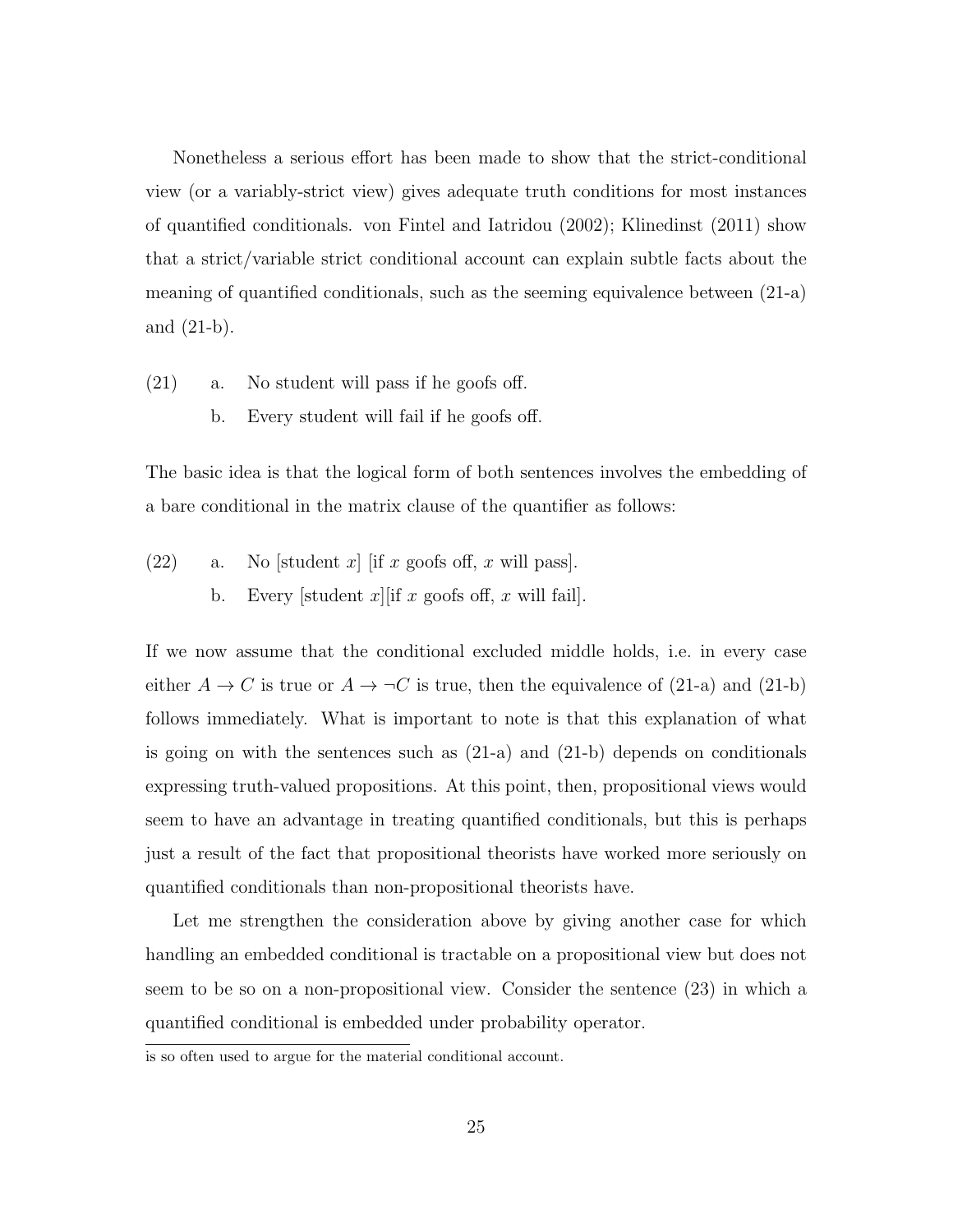Nonetheless a serious effort has been made to show that the strict-conditional view (or a variably-strict view) gives adequate truth conditions for most instances of quantified conditionals. von Fintel and Iatridou (2002); Klinedinst (2011) show that a strict/variable strict conditional account can explain subtle facts about the meaning of quantified conditionals, such as the seeming equivalence between (21-a) and (21-b).

(21) a. No student will pass if he goofs off.

  b. Every student will fail if he goofs off.

The basic idea is that the logical form of both sentences involves the embedding of a bare conditional in the matrix clause of the quantifier as follows:

(22) a. No [student $x$] [if $x$ goofs off, $x$ will pass].

  b. Every [student $x$][if $x$ goofs off, $x$ will fail].

If we now assume that the conditional excluded middle holds, i.e. in every case either $A \rightarrow C$ is true or $A \rightarrow \neg C$ is true, then the equivalence of (21-a) and (21-b) follows immediately. What is important to note is that this explanation of what is going on with the sentences such as (21-a) and (21-b) depends on conditionals expressing truth-valued propositions. At this point, then, propositional views would seem to have an advantage in treating quantified conditionals, but this is perhaps just a result of the fact that propositional theorists have worked more seriously on quantified conditionals than non-propositional theorists have.

Let me strengthen the consideration above by giving another case for which handling an embedded conditional is tractable on a propositional view but does not seem to be so on a non-propositional view. Consider the sentence (23) in which a quantified conditional is embedded under probability operator.

---

is so often used to argue for the material conditional account.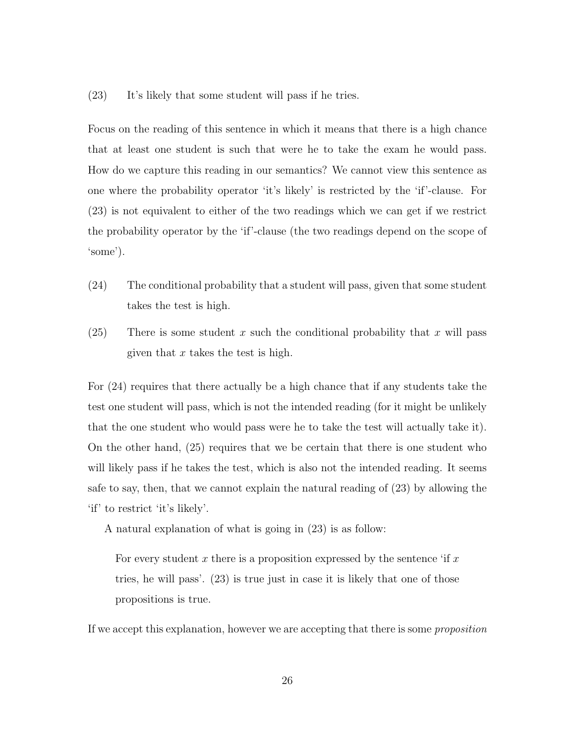(23) It's likely that some student will pass if he tries.

Focus on the reading of this sentence in which it means that there is a high chance that at least one student is such that were he to take the exam he would pass. How do we capture this reading in our semantics? We cannot view this sentence as one where the probability operator 'it's likely' is restricted by the 'if'-clause. For (23) is not equivalent to either of the two readings which we can get if we restrict the probability operator by the 'if'-clause (the two readings depend on the scope of 'some').

(24) The conditional probability that a student will pass, given that some student takes the test is high.

(25) There is some student $x$ such the conditional probability that $x$ will pass given that $x$ takes the test is high.

For (24) requires that there actually be a high chance that if any students take the test one student will pass, which is not the intended reading (for it might be unlikely that the one student who would pass were he to take the test will actually take it). On the other hand, (25) requires that we be certain that there is one student who will likely pass if he takes the test, which is also not the intended reading. It seems safe to say, then, that we cannot explain the natural reading of (23) by allowing the 'if' to restrict 'it's likely'.

A natural explanation of what is going in (23) is as follow:

> For every student $x$ there is a proposition expressed by the sentence 'if $x$ tries, he will pass'. (23) is true just in case it is likely that one of those propositions is true.

If we accept this explanation, however we are accepting that there is some *proposition*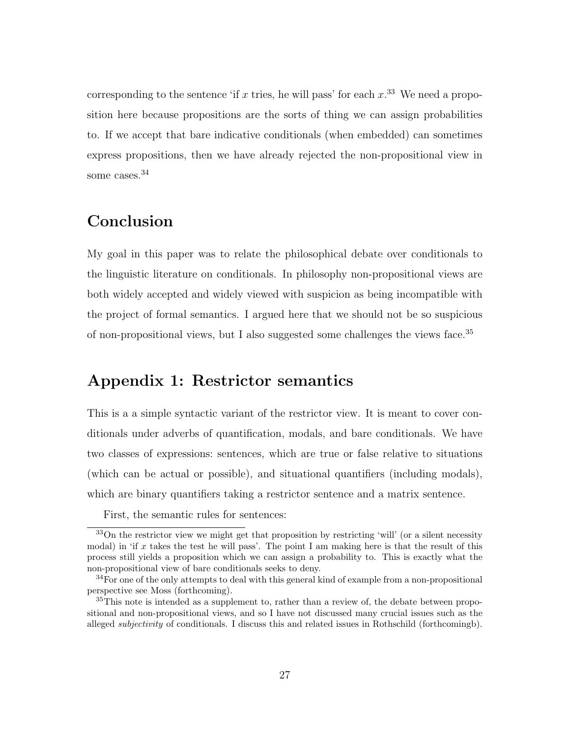corresponding to the sentence 'if $x$ tries, he will pass' for each $x$.[33] We need a proposition here because propositions are the sorts of thing we can assign probabilities to. If we accept that bare indicative conditionals (when embedded) can sometimes express propositions, then we have already rejected the non-propositional view in some cases.[34]

## Conclusion

My goal in this paper was to relate the philosophical debate over conditionals to the linguistic literature on conditionals. In philosophy non-propositional views are both widely accepted and widely viewed with suspicion as being incompatible with the project of formal semantics. I argued here that we should not be so suspicious of non-propositional views, but I also suggested some challenges the views face.[35]

## Appendix 1: Restrictor semantics

This is a a simple syntactic variant of the restrictor view. It is meant to cover conditionals under adverbs of quantification, modals, and bare conditionals. We have two classes of expressions: sentences, which are true or false relative to situations (which can be actual or possible), and situational quantifiers (including modals), which are binary quantifiers taking a restrictor sentence and a matrix sentence.

First, the semantic rules for sentences:

---

[33] On the restrictor view we might get that proposition by restricting 'will' (or a silent necessity modal) in 'if $x$ takes the test he will pass'. The point I am making here is that the result of this process still yields a proposition which we can assign a probability to. This is exactly what the non-propositional view of bare conditionals seeks to deny.

[34] For one of the only attempts to deal with this general kind of example from a non-propositional perspective see Moss (forthcoming).

[35] This note is intended as a supplement to, rather than a review of, the debate between propositional and non-propositional views, and so I have not discussed many crucial issues such as the alleged *subjectivity* of conditionals. I discuss this and related issues in Rothschild (forthcomingb).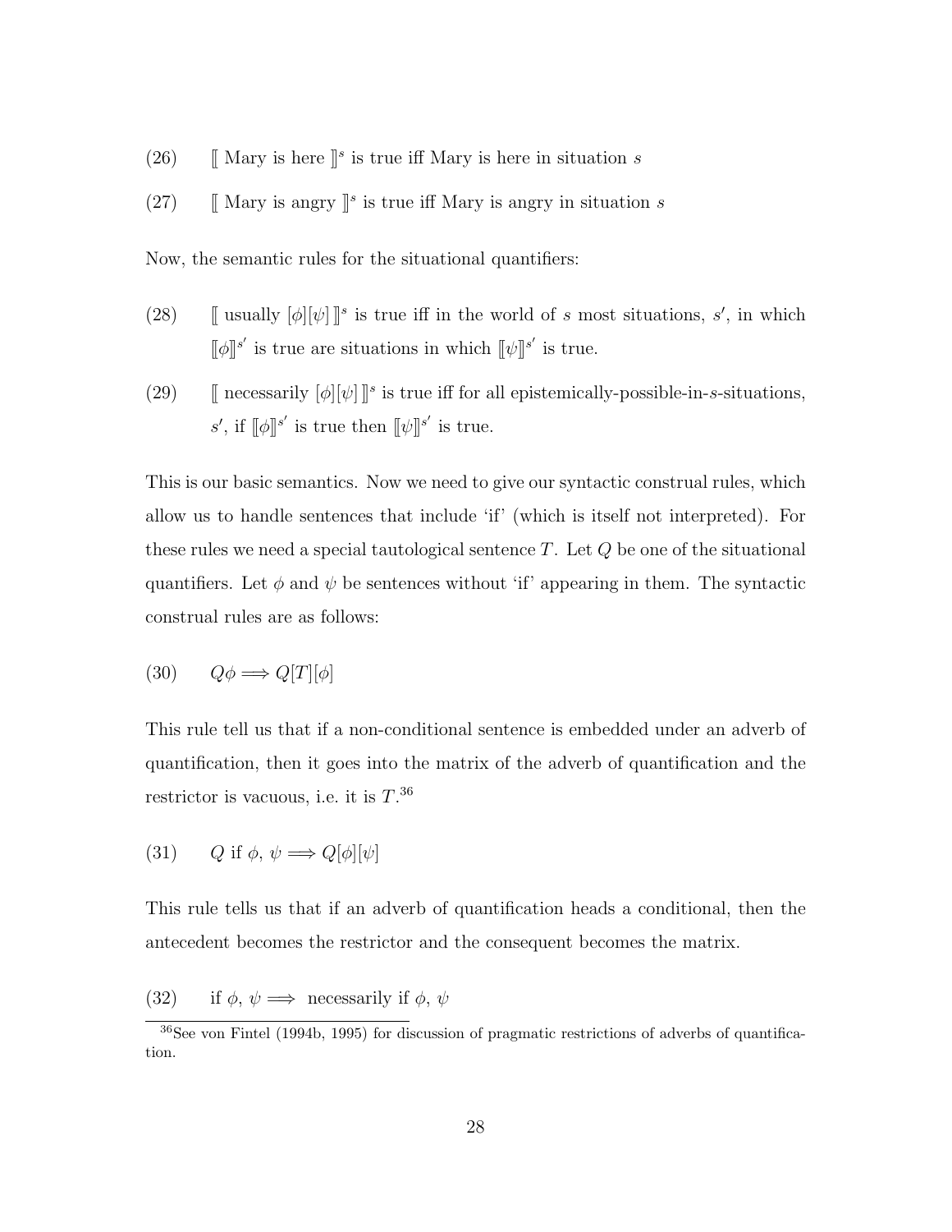(26) $[\![$ Mary is here $]\!]^s$ is true iff Mary is here in situation $s$

(27) $[\![$ Mary is angry $]\!]^s$ is true iff Mary is angry in situation $s$

Now, the semantic rules for the situational quantifiers:

(28) $[\![$ usually $[\phi][\psi]$ $]\!]^s$ is true iff in the world of $s$ most situations, $s'$, in which $[\![\phi]\!]^{s'}$ is true are situations in which $[\![\psi]\!]^{s'}$ is true.

(29) $[\![$ necessarily $[\phi][\psi]$ $]\!]^s$ is true iff for all epistemically-possible-in-$s$-situations, $s'$, if $[\![\phi]\!]^{s'}$ is true then $[\![\psi]\!]^{s'}$ is true.

This is our basic semantics. Now we need to give our syntactic construal rules, which allow us to handle sentences that include 'if' (which is itself not interpreted). For these rules we need a special tautological sentence $T$. Let $Q$ be one of the situational quantifiers. Let $\phi$ and $\psi$ be sentences without 'if' appearing in them. The syntactic construal rules are as follows:

(30) $Q\phi \Longrightarrow Q[T][\phi]$

This rule tell us that if a non-conditional sentence is embedded under an adverb of quantification, then it goes into the matrix of the adverb of quantification and the restrictor is vacuous, i.e. it is $T$.[36]

(31) $Q$ if $\phi$, $\psi \Longrightarrow Q[\phi][\psi]$

This rule tells us that if an adverb of quantification heads a conditional, then the antecedent becomes the restrictor and the consequent becomes the matrix.

(32) if $\phi$, $\psi \Longrightarrow$ necessarily if $\phi$, $\psi$

[36]See von Fintel (1994b, 1995) for discussion of pragmatic restrictions of adverbs of quantification.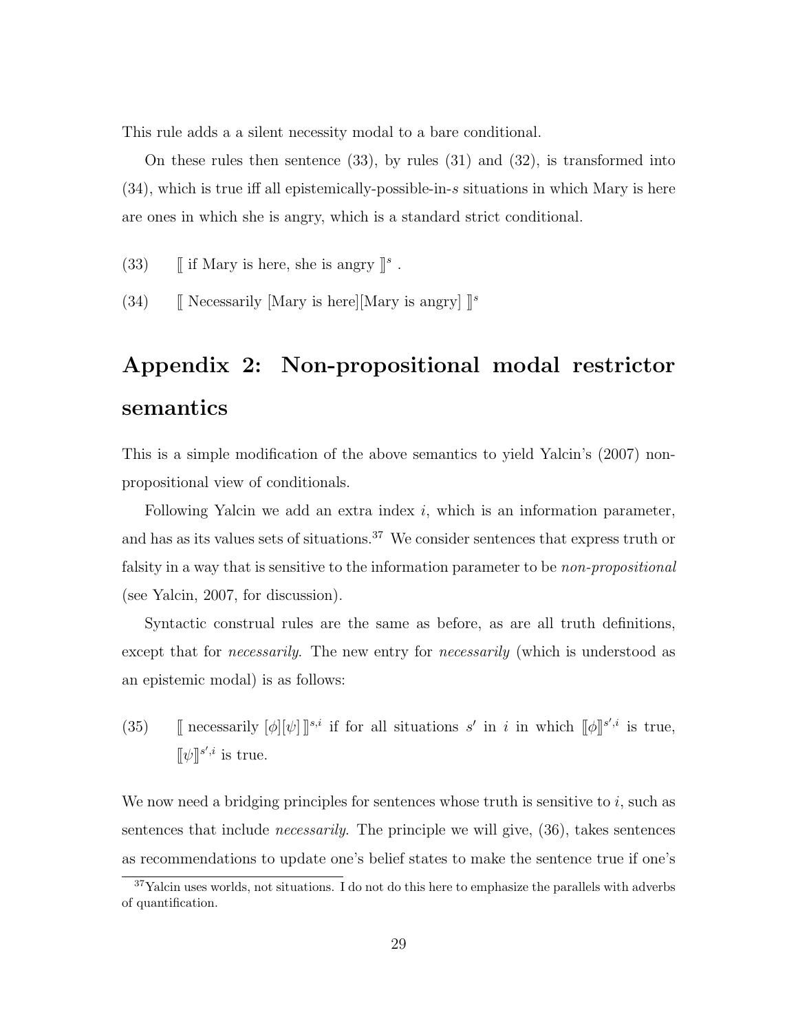This rule adds a a silent necessity modal to a bare conditional.

On these rules then sentence (33), by rules (31) and (32), is transformed into (34), which is true iff all epistemically-possible-in-$s$ situations in which Mary is here are ones in which she is angry, which is a standard strict conditional.

(33) $[\![$ if Mary is here, she is angry $]\!]^s$ .

(34) $[\![$ Necessarily [Mary is here][Mary is angry] $]\!]^s$

# Appendix 2: Non-propositional modal restrictor semantics

This is a simple modification of the above semantics to yield Yalcin's (2007) non-propositional view of conditionals.

Following Yalcin we add an extra index $i$, which is an information parameter, and has as its values sets of situations.[37] We consider sentences that express truth or falsity in a way that is sensitive to the information parameter to be *non-propositional* (see Yalcin, 2007, for discussion).

Syntactic construal rules are the same as before, as are all truth definitions, except that for *necessarily*. The new entry for *necessarily* (which is understood as an epistemic modal) is as follows:

(35) $[\![$ necessarily $[\phi][\psi]$ $]\!]^{s,i}$ if for all situations $s'$ in $i$ in which $[\![\phi]\!]^{s',i}$ is true, $[\![\psi]\!]^{s',i}$ is true.

We now need a bridging principles for sentences whose truth is sensitive to $i$, such as sentences that include *necessarily*. The principle we will give, (36), takes sentences as recommendations to update one's belief states to make the sentence true if one's

[37] Yalcin uses worlds, not situations. I do not do this here to emphasize the parallels with adverbs of quantification.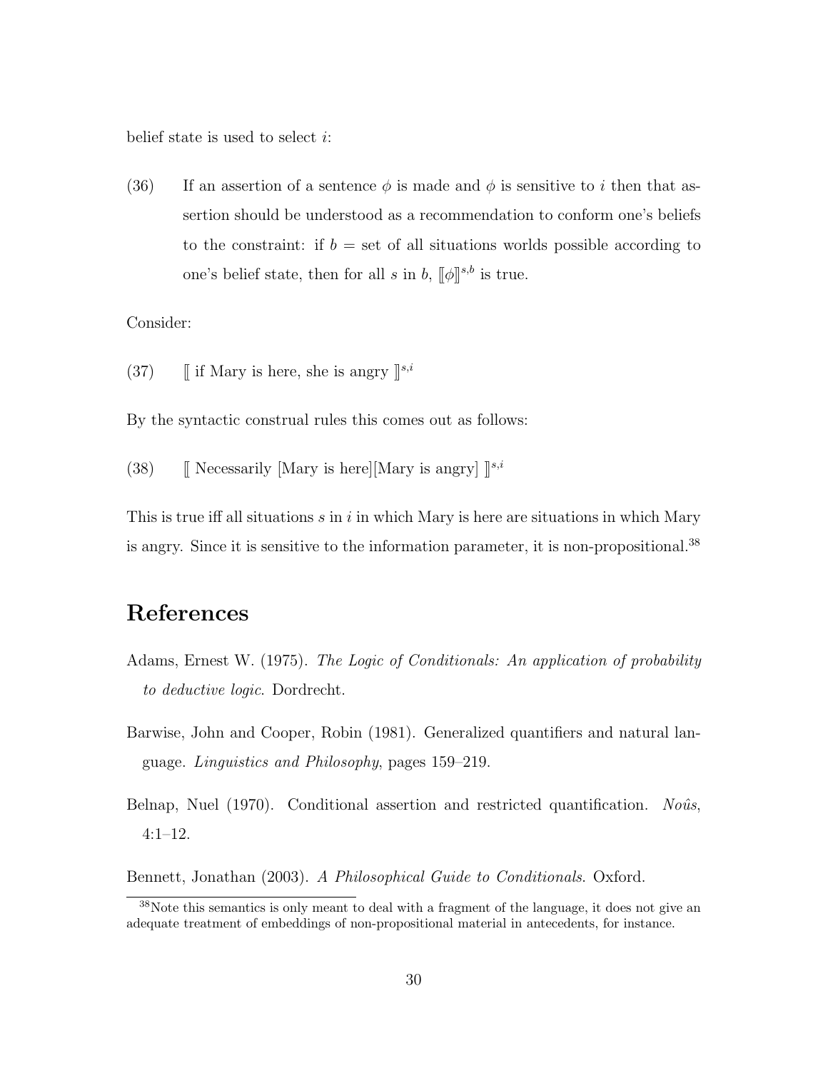belief state is used to select $i$:

(36) If an assertion of a sentence $\phi$ is made and $\phi$ is sensitive to $i$ then that assertion should be understood as a recommendation to conform one's beliefs to the constraint: if $b$ = set of all situations worlds possible according to one's belief state, then for all $s$ in $b$, $[\![\phi]\!]^{s,b}$ is true.

Consider:

(37) $[\![$ if Mary is here, she is angry $]\!]^{s,i}$

By the syntactic construal rules this comes out as follows:

(38) $[\![$ Necessarily [Mary is here][Mary is angry] $]\!]^{s,i}$

This is true iff all situations $s$ in $i$ in which Mary is here are situations in which Mary is angry. Since it is sensitive to the information parameter, it is non-propositional.[38]

# References

Adams, Ernest W. (1975). *The Logic of Conditionals: An application of probability to deductive logic*. Dordrecht.

Barwise, John and Cooper, Robin (1981). Generalized quantifiers and natural language. *Linguistics and Philosophy*, pages 159–219.

Belnap, Nuel (1970). Conditional assertion and restricted quantification. *Noûs*, 4:1–12.

Bennett, Jonathan (2003). *A Philosophical Guide to Conditionals*. Oxford.

[38] Note this semantics is only meant to deal with a fragment of the language, it does not give an adequate treatment of embeddings of non-propositional material in antecedents, for instance.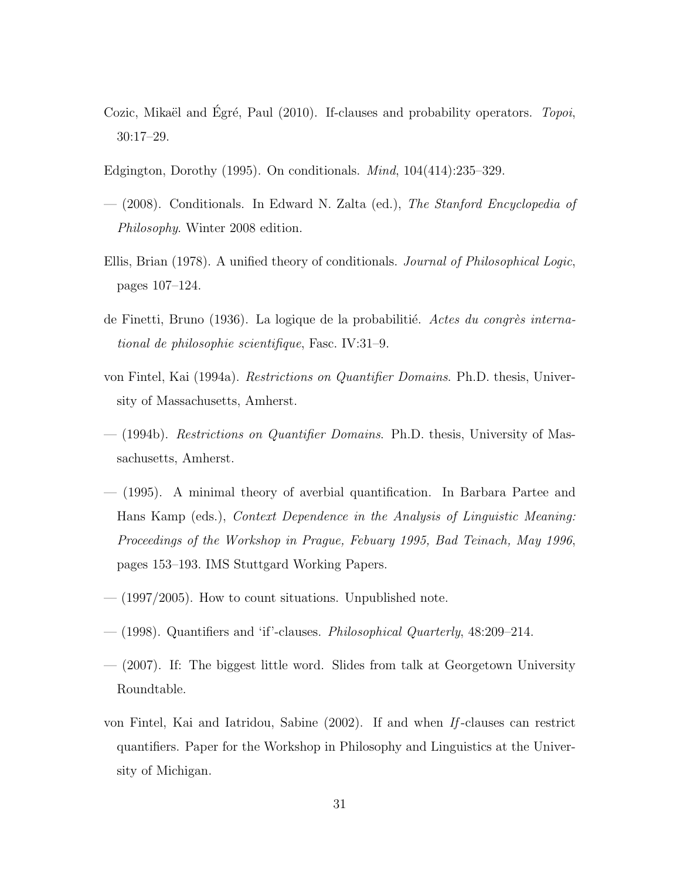Cozic, Mikaël and Égré, Paul (2010). If-clauses and probability operators. *Topoi*, 30:17–29.

Edgington, Dorothy (1995). On conditionals. *Mind*, 104(414):235–329.

— (2008). Conditionals. In Edward N. Zalta (ed.), *The Stanford Encyclopedia of Philosophy*. Winter 2008 edition.

Ellis, Brian (1978). A unified theory of conditionals. *Journal of Philosophical Logic*, pages 107–124.

de Finetti, Bruno (1936). La logique de la probabilitié. *Actes du congrès international de philosophie scientifique*, Fasc. IV:31–9.

von Fintel, Kai (1994a). *Restrictions on Quantifier Domains*. Ph.D. thesis, University of Massachusetts, Amherst.

— (1994b). *Restrictions on Quantifier Domains*. Ph.D. thesis, University of Massachusetts, Amherst.

— (1995). A minimal theory of averbial quantification. In Barbara Partee and Hans Kamp (eds.), *Context Dependence in the Analysis of Linguistic Meaning: Proceedings of the Workshop in Prague, Febuary 1995, Bad Teinach, May 1996*, pages 153–193. IMS Stuttgard Working Papers.

— (1997/2005). How to count situations. Unpublished note.

— (1998). Quantifiers and 'if'-clauses. *Philosophical Quarterly*, 48:209–214.

— (2007). If: The biggest little word. Slides from talk at Georgetown University Roundtable.

von Fintel, Kai and Iatridou, Sabine (2002). If and when *If*-clauses can restrict quantifiers. Paper for the Workshop in Philosophy and Linguistics at the University of Michigan.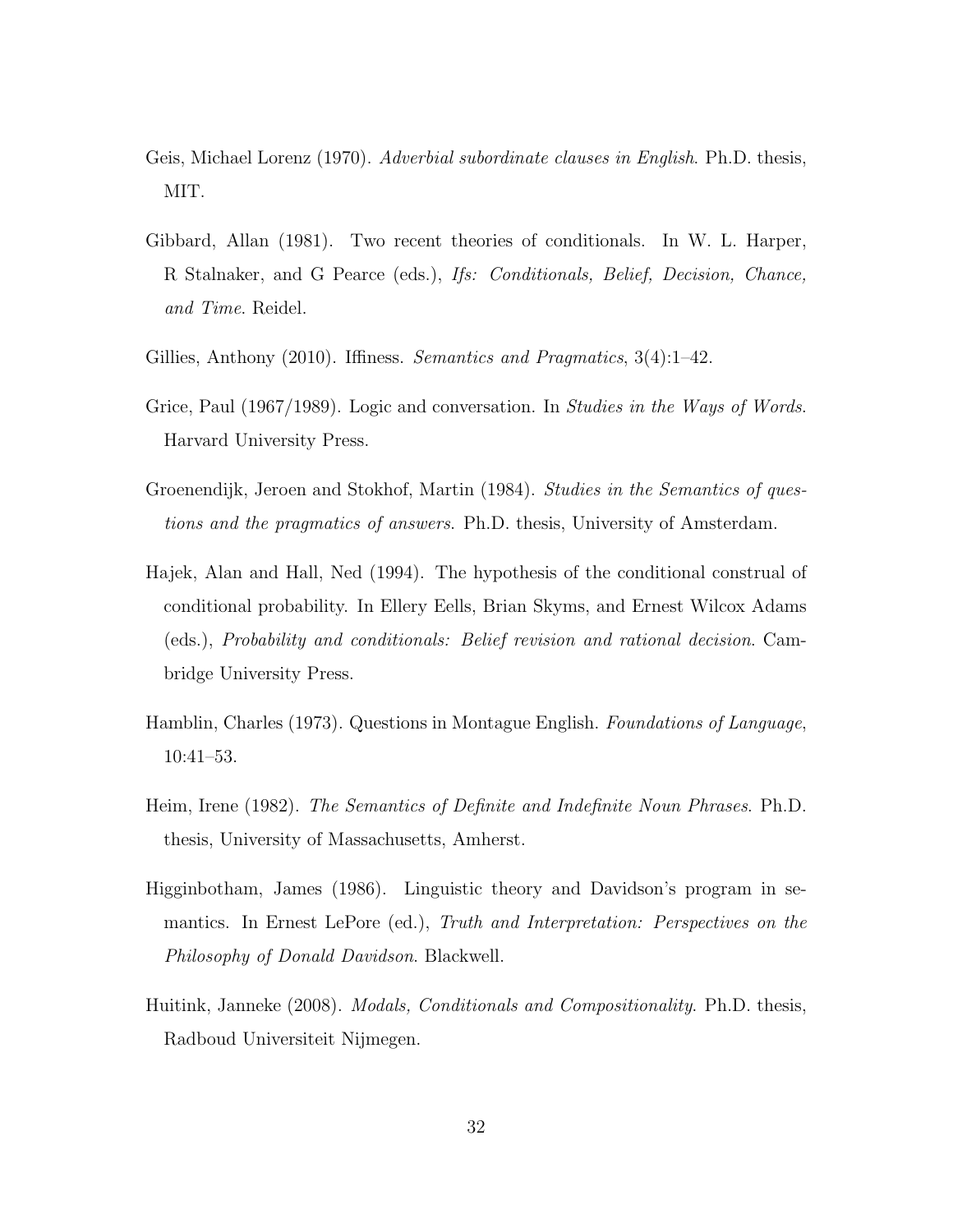Geis, Michael Lorenz (1970). *Adverbial subordinate clauses in English*. Ph.D. thesis, MIT.

Gibbard, Allan (1981). Two recent theories of conditionals. In W. L. Harper, R Stalnaker, and G Pearce (eds.), *Ifs: Conditionals, Belief, Decision, Chance, and Time*. Reidel.

Gillies, Anthony (2010). Iffiness. *Semantics and Pragmatics*, 3(4):1–42.

Grice, Paul (1967/1989). Logic and conversation. In *Studies in the Ways of Words*. Harvard University Press.

Groenendijk, Jeroen and Stokhof, Martin (1984). *Studies in the Semantics of questions and the pragmatics of answers*. Ph.D. thesis, University of Amsterdam.

Hajek, Alan and Hall, Ned (1994). The hypothesis of the conditional construal of conditional probability. In Ellery Eells, Brian Skyms, and Ernest Wilcox Adams (eds.), *Probability and conditionals: Belief revision and rational decision*. Cambridge University Press.

Hamblin, Charles (1973). Questions in Montague English. *Foundations of Language*, 10:41–53.

Heim, Irene (1982). *The Semantics of Definite and Indefinite Noun Phrases*. Ph.D. thesis, University of Massachusetts, Amherst.

Higginbotham, James (1986). Linguistic theory and Davidson's program in semantics. In Ernest LePore (ed.), *Truth and Interpretation: Perspectives on the Philosophy of Donald Davidson*. Blackwell.

Huitink, Janneke (2008). *Modals, Conditionals and Compositionality*. Ph.D. thesis, Radboud Universiteit Nijmegen.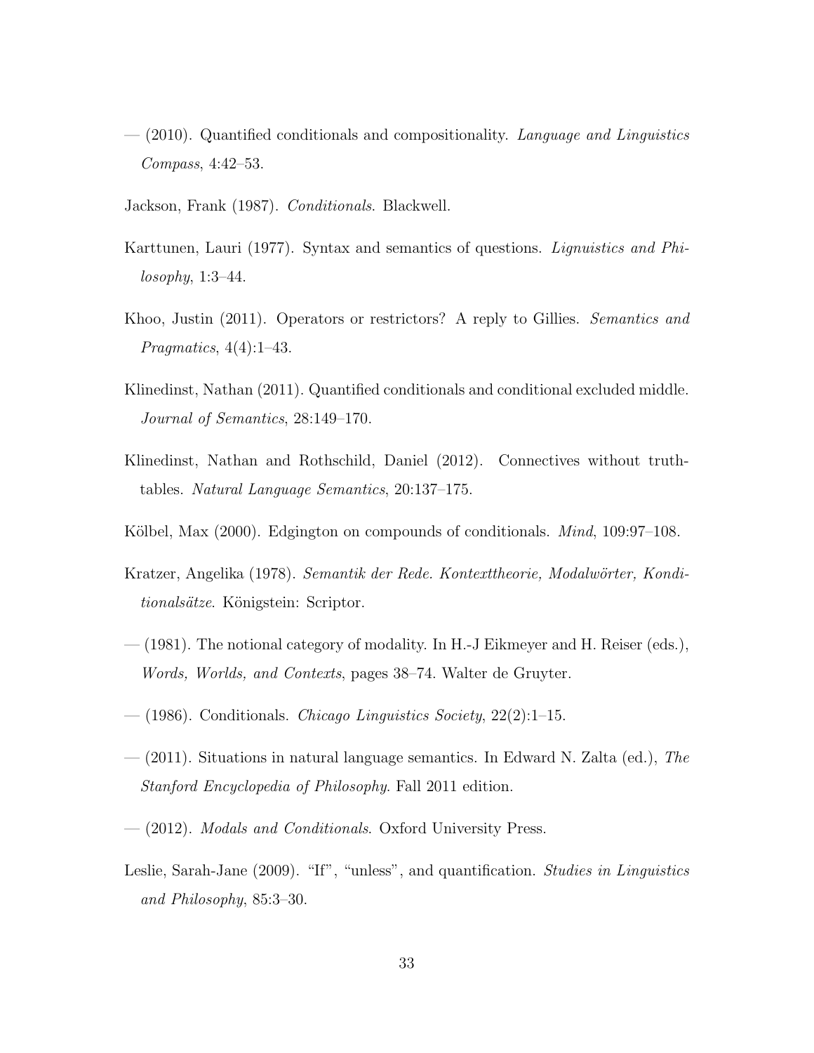— (2010). Quantified conditionals and compositionality. *Language and Linguistics Compass*, 4:42–53.

Jackson, Frank (1987). *Conditionals*. Blackwell.

Karttunen, Lauri (1977). Syntax and semantics of questions. *Lignuistics and Philosophy*, 1:3–44.

Khoo, Justin (2011). Operators or restrictors? A reply to Gillies. *Semantics and Pragmatics*, 4(4):1–43.

Klinedinst, Nathan (2011). Quantified conditionals and conditional excluded middle. *Journal of Semantics*, 28:149–170.

Klinedinst, Nathan and Rothschild, Daniel (2012). Connectives without truth-tables. *Natural Language Semantics*, 20:137–175.

Kölbel, Max (2000). Edgington on compounds of conditionals. *Mind*, 109:97–108.

Kratzer, Angelika (1978). *Semantik der Rede. Kontexttheorie, Modalwörter, Konditionalsätze*. Königstein: Scriptor.

— (1981). The notional category of modality. In H.-J Eikmeyer and H. Reiser (eds.), *Words, Worlds, and Contexts*, pages 38–74. Walter de Gruyter.

— (1986). Conditionals. *Chicago Linguistics Society*, 22(2):1–15.

— (2011). Situations in natural language semantics. In Edward N. Zalta (ed.), *The Stanford Encyclopedia of Philosophy*. Fall 2011 edition.

— (2012). *Modals and Conditionals*. Oxford University Press.

Leslie, Sarah-Jane (2009). "If", "unless", and quantification. *Studies in Linguistics and Philosophy*, 85:3–30.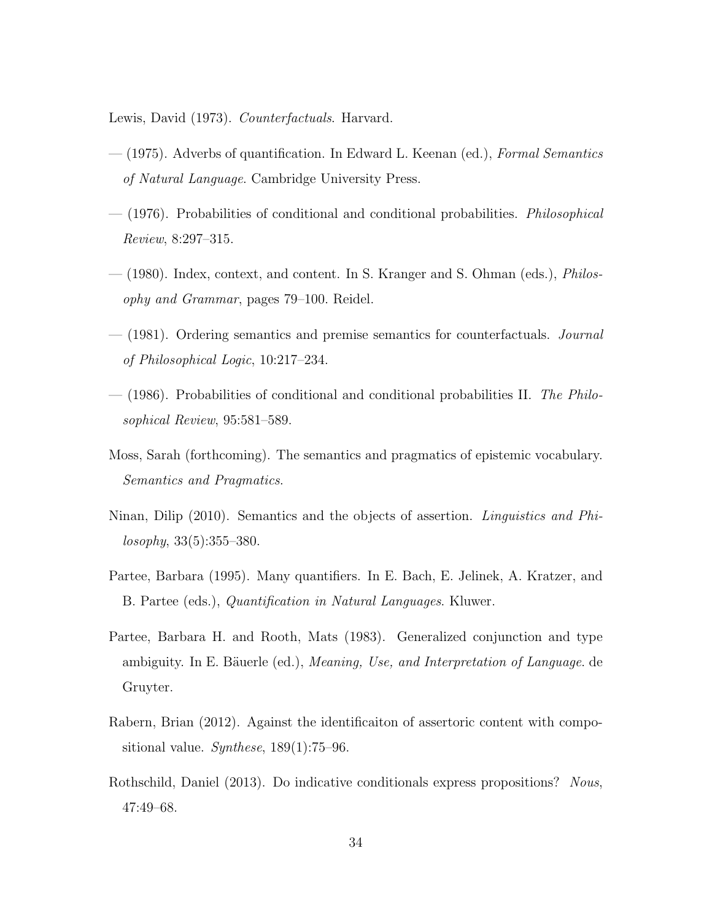Lewis, David (1973). *Counterfactuals*. Harvard.

— (1975). Adverbs of quantification. In Edward L. Keenan (ed.), *Formal Semantics of Natural Language*. Cambridge University Press.

— (1976). Probabilities of conditional and conditional probabilities. *Philosophical Review*, 8:297–315.

— (1980). Index, context, and content. In S. Kranger and S. Ohman (eds.), *Philosophy and Grammar*, pages 79–100. Reidel.

— (1981). Ordering semantics and premise semantics for counterfactuals. *Journal of Philosophical Logic*, 10:217–234.

— (1986). Probabilities of conditional and conditional probabilities II. *The Philosophical Review*, 95:581–589.

Moss, Sarah (forthcoming). The semantics and pragmatics of epistemic vocabulary. *Semantics and Pragmatics*.

Ninan, Dilip (2010). Semantics and the objects of assertion. *Linguistics and Philosophy*, 33(5):355–380.

Partee, Barbara (1995). Many quantifiers. In E. Bach, E. Jelinek, A. Kratzer, and B. Partee (eds.), *Quantification in Natural Languages*. Kluwer.

Partee, Barbara H. and Rooth, Mats (1983). Generalized conjunction and type ambiguity. In E. Bäuerle (ed.), *Meaning, Use, and Interpretation of Language*. de Gruyter.

Rabern, Brian (2012). Against the identificaiton of assertoric content with compositional value. *Synthese*, 189(1):75–96.

Rothschild, Daniel (2013). Do indicative conditionals express propositions? *Nous*, 47:49–68.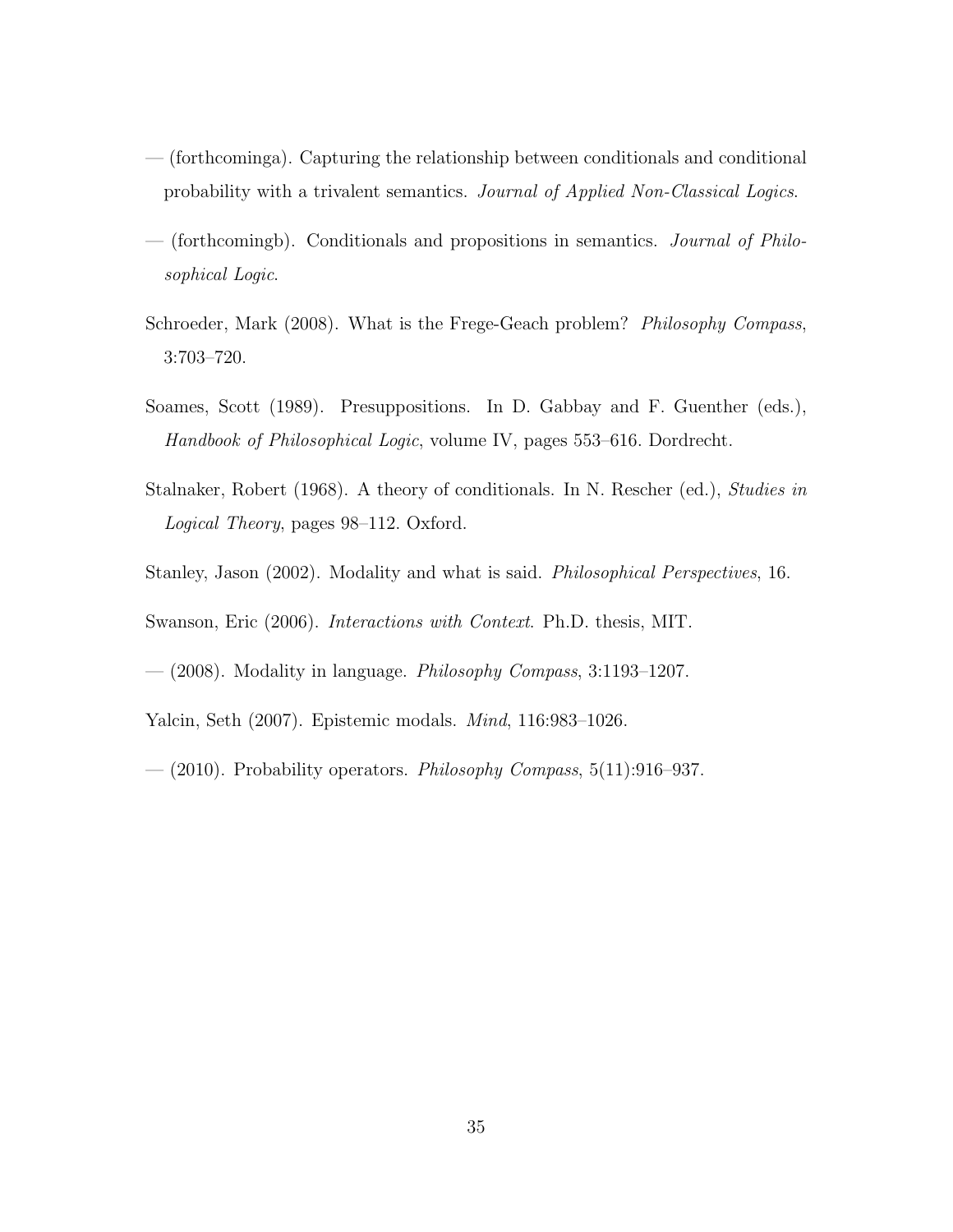— (forthcominga). Capturing the relationship between conditionals and conditional probability with a trivalent semantics. *Journal of Applied Non-Classical Logics*.

— (forthcomingb). Conditionals and propositions in semantics. *Journal of Philosophical Logic*.

Schroeder, Mark (2008). What is the Frege-Geach problem? *Philosophy Compass*, 3:703–720.

Soames, Scott (1989). Presuppositions. In D. Gabbay and F. Guenther (eds.), *Handbook of Philosophical Logic*, volume IV, pages 553–616. Dordrecht.

Stalnaker, Robert (1968). A theory of conditionals. In N. Rescher (ed.), *Studies in Logical Theory*, pages 98–112. Oxford.

Stanley, Jason (2002). Modality and what is said. *Philosophical Perspectives*, 16.

Swanson, Eric (2006). *Interactions with Context*. Ph.D. thesis, MIT.

— (2008). Modality in language. *Philosophy Compass*, 3:1193–1207.

Yalcin, Seth (2007). Epistemic modals. *Mind*, 116:983–1026.

— (2010). Probability operators. *Philosophy Compass*, 5(11):916–937.